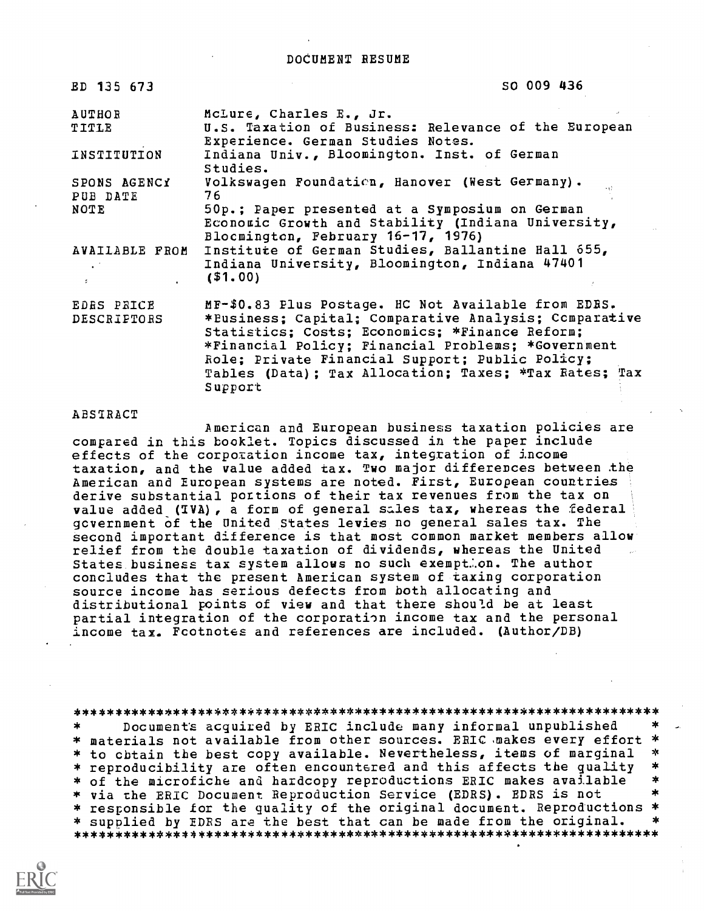# DOCUMENT RESUME

| | |
|---|---|
| ED 135 673 | SO 009 436 |
| AUTHOR | McLure, Charles E., Jr. |
| TITLE | U.S. Taxation of Business: Relevance of the European Experience. German Studies Notes. |
| INSTITUTION | Indiana Univ., Bloomington. Inst. of German Studies. |
| SPONS AGENCY | Volkswagen Foundation, Hanover (West Germany). |
| PUB DATE | 76 |
| NOTE | 50p.; Paper presented at a Symposium on German Economic Growth and Stability (Indiana University, Bloomington, February 16-17, 1976) |
| AVAILABLE FROM | Institute of German Studies, Ballantine Hall 655, Indiana University, Bloomington, Indiana 47401 ($1.00) |
| EDRS PRICE | MF-$0.83 Plus Postage. HC Not Available from EDRS. |
| DESCRIPTORS | *Business; Capital; Comparative Analysis; Comparative Statistics; Costs; Economics; *Finance Reform; *Financial Policy; Financial Problems; *Government Role; Private Financial Support; Public Policy; Tables (Data); Tax Allocation; Taxes; *Tax Rates; Tax Support |

ABSTRACT

American and European business taxation policies are compared in this booklet. Topics discussed in the paper include effects of the corporation income tax, integration of income taxation, and the value added tax. Two major differences between the American and European systems are noted. First, European countries derive substantial portions of their tax revenues from the tax on value added (TVA), a form of general sales tax, whereas the federal government of the United States levies no general sales tax. The second important difference is that most common market members allow relief from the double taxation of dividends, whereas the United States business tax system allows no such exemption. The author concludes that the present American system of taxing corporation source income has serious defects from both allocating and distributional points of view and that there should be at least partial integration of the corporation income tax and the personal income tax. Footnotes and references are included. (Author/DB)

***********************************************************************
* Documents acquired by ERIC include many informal unpublished *
* materials not available from other sources. ERIC makes every effort *
* to obtain the best copy available. Nevertheless, items of marginal *
* reproducibility are often encountered and this affects the quality *
* of the microfiche and hardcopy reproductions ERIC makes available *
* via the ERIC Document Reproduction Service (EDRS). EDRS is not *
* responsible for the quality of the original document. Reproductions *
* supplied by EDRS are the best that can be made from the original. *
***********************************************************************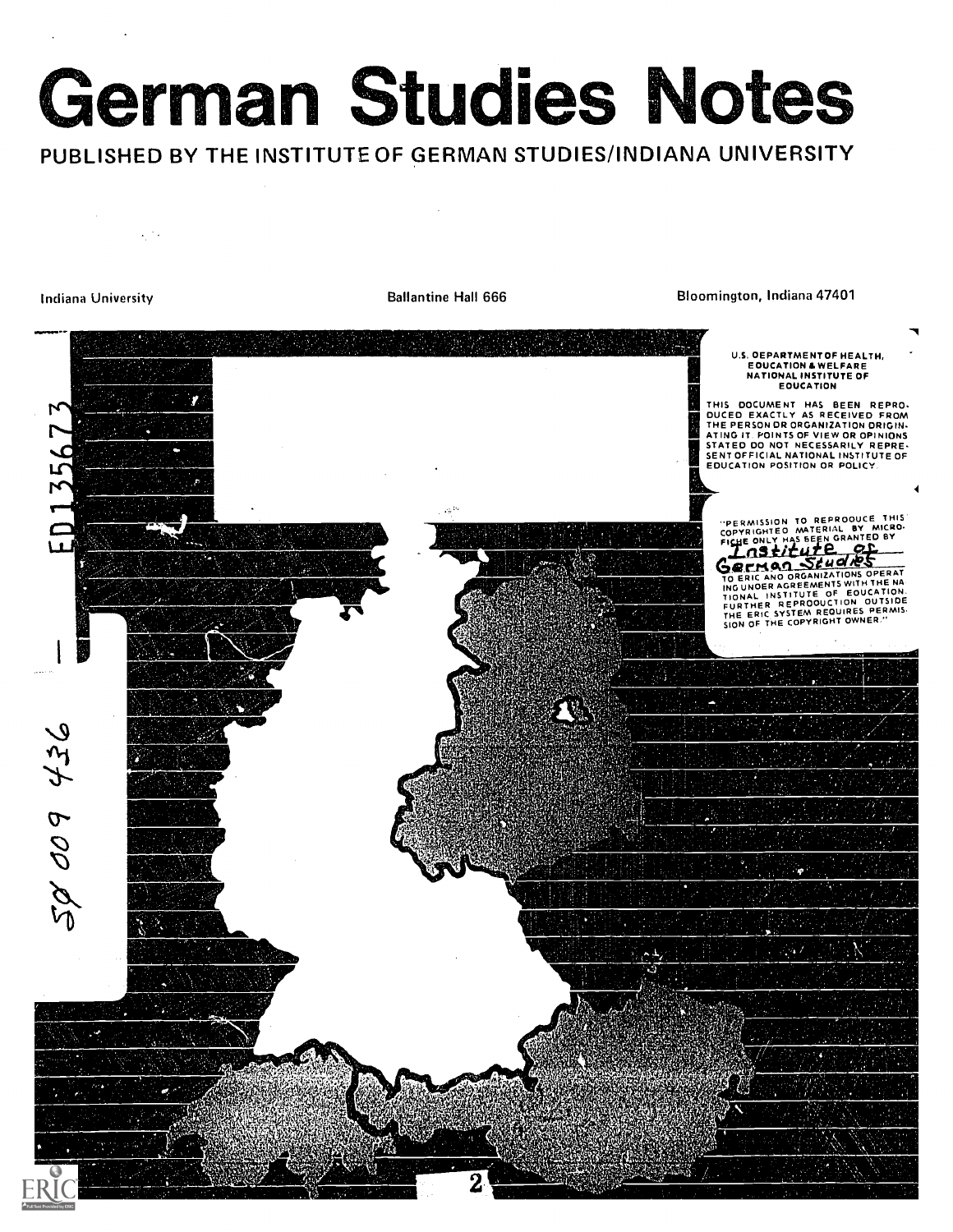# German Studies Notes

PUBLISHED BY THE INSTITUTE OF GERMAN STUDIES/INDIANA UNIVERSITY

Indiana University | Ballantine Hall 666 | Bloomington, Indiana 47401

ED135673

SO 009 436

U.S. DEPARTMENT OF HEALTH, EDUCATION & WELFARE NATIONAL INSTITUTE OF EDUCATION

THIS DOCUMENT HAS BEEN REPRODUCED EXACTLY AS RECEIVED FROM THE PERSON OR ORGANIZATION ORIGINATING IT. POINTS OF VIEW OR OPINIONS STATED DO NOT NECESSARILY REPRESENT OFFICIAL NATIONAL INSTITUTE OF EDUCATION POSITION OR POLICY.

"PERMISSION TO REPRODUCE THIS COPYRIGHTED MATERIAL BY MICROFICHE ONLY HAS BEEN GRANTED BY Institute of German Studies TO ERIC AND ORGANIZATIONS OPERATING UNDER AGREEMENTS WITH THE NATIONAL INSTITUTE OF EDUCATION. FURTHER REPRODUCTION OUTSIDE THE ERIC SYSTEM REQUIRES PERMISSION OF THE COPYRIGHT OWNER."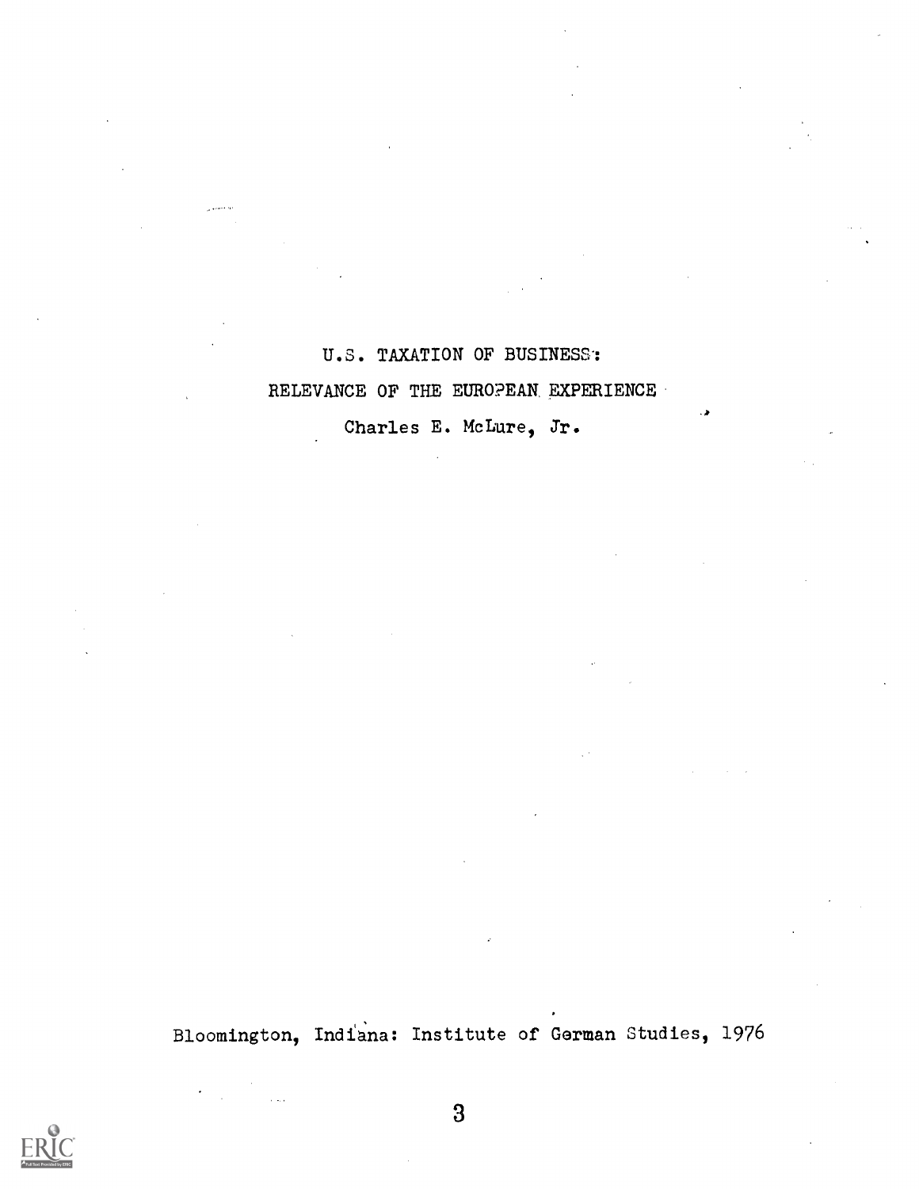# U.S. TAXATION OF BUSINESS:

## RELEVANCE OF THE EUROPEAN EXPERIENCE

Charles E. McLure, Jr.

Bloomington, Indiana: Institute of German Studies, 1976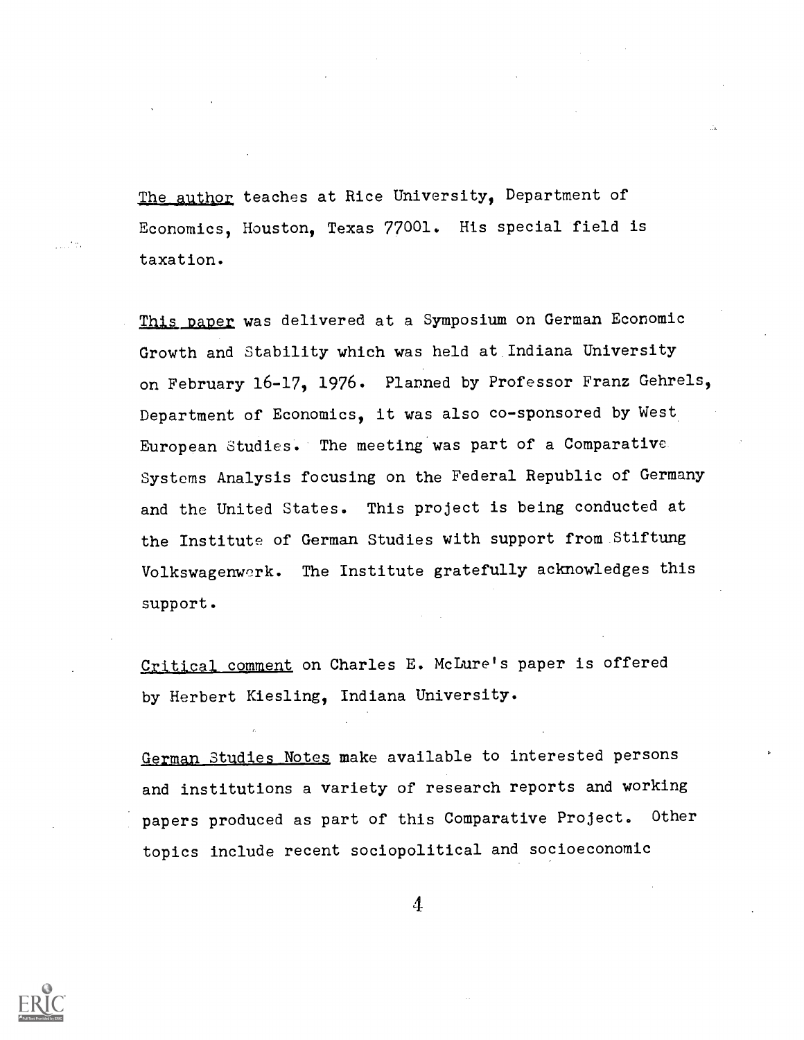<u>The author</u> teaches at Rice University, Department of Economics, Houston, Texas 77001. His special field is taxation.

<u>This paper</u> was delivered at a Symposium on German Economic Growth and Stability which was held at Indiana University on February 16-17, 1976. Planned by Professor Franz Gehrels, Department of Economics, it was also co-sponsored by West European Studies. The meeting was part of a Comparative Systems Analysis focusing on the Federal Republic of Germany and the United States. This project is being conducted at the Institute of German Studies with support from Stiftung Volkswagenwerk. The Institute gratefully acknowledges this support.

<u>Critical comment</u> on Charles E. McLure's paper is offered by Herbert Kiesling, Indiana University.

<u>German Studies Notes</u> make available to interested persons and institutions a variety of research reports and working papers produced as part of this Comparative Project. Other topics include recent sociopolitical and socioeconomic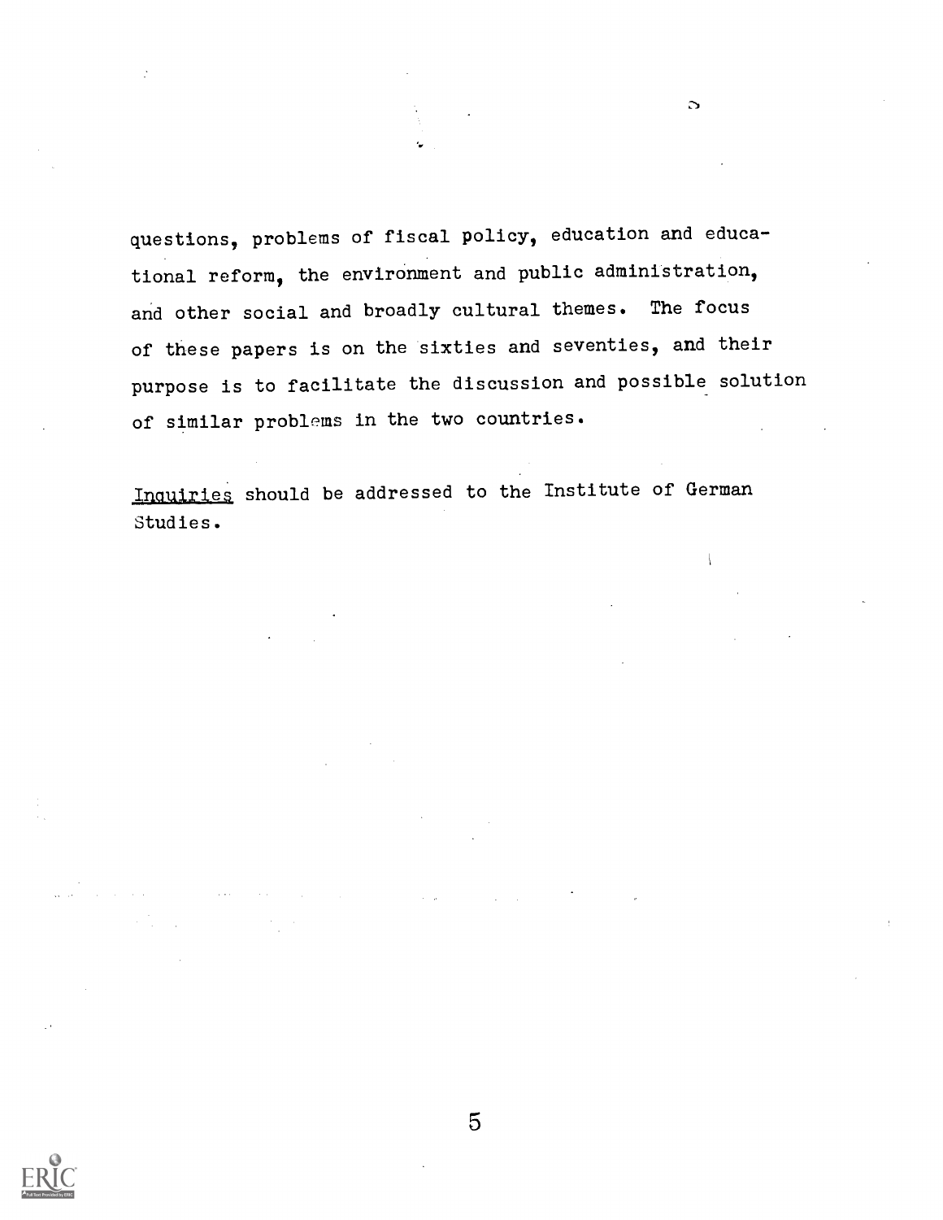questions, problems of fiscal policy, education and educational reform, the environment and public administration, and other social and broadly cultural themes. The focus of these papers is on the sixties and seventies, and their purpose is to facilitate the discussion and possible solution of similar problems in the two countries.

Inquiries should be addressed to the Institute of German Studies.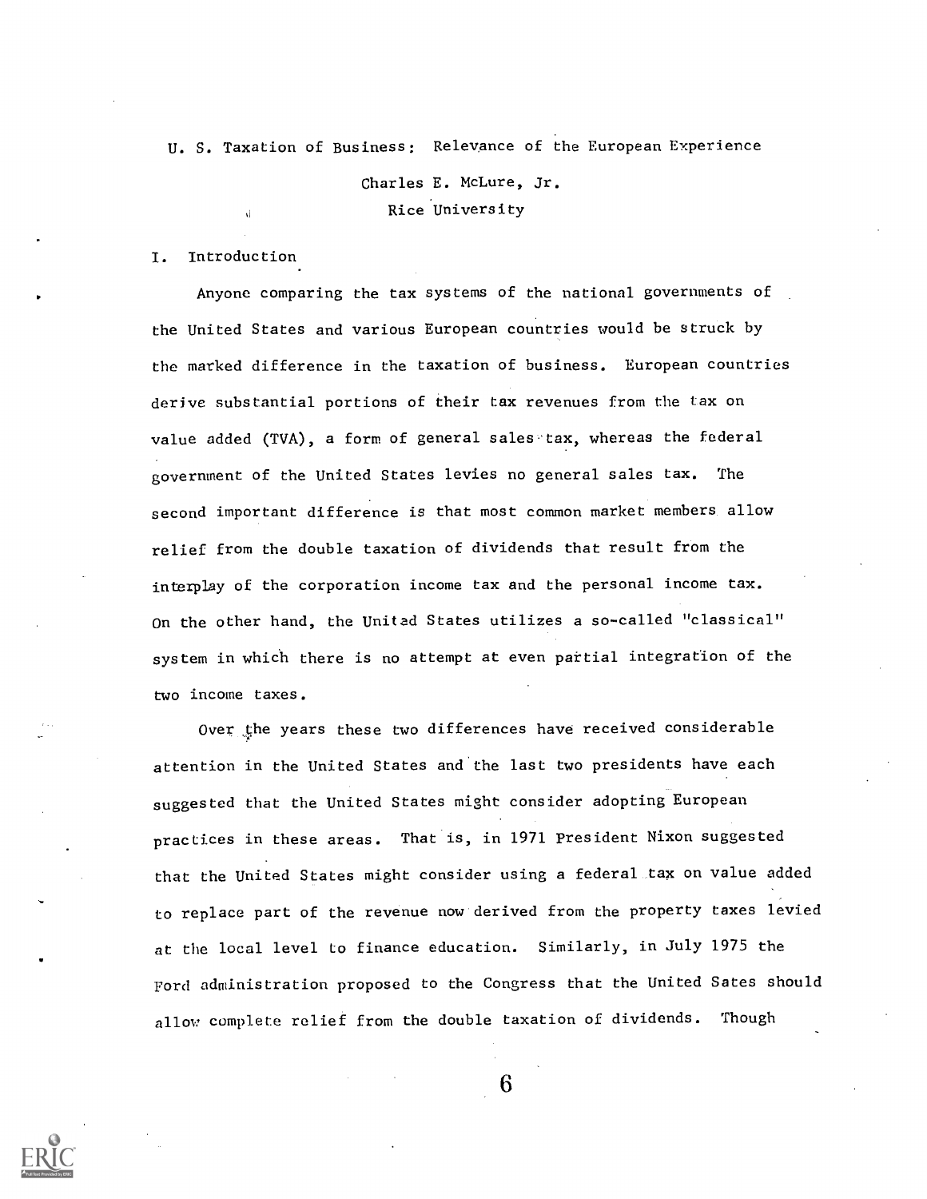# U. S. Taxation of Business: Relevance of the European Experience

Charles E. McLure, Jr.
Rice University

## I. Introduction

Anyone comparing the tax systems of the national governments of the United States and various European countries would be struck by the marked difference in the taxation of business. European countries derive substantial portions of their tax revenues from the tax on value added (TVA), a form of general sales tax, whereas the federal government of the United States levies no general sales tax. The second important difference is that most common market members allow relief from the double taxation of dividends that result from the interplay of the corporation income tax and the personal income tax. On the other hand, the United States utilizes a so-called "classical" system in which there is no attempt at even partial integration of the two income taxes.

Over the years these two differences have received considerable attention in the United States and the last two presidents have each suggested that the United States might consider adopting European practices in these areas. That is, in 1971 President Nixon suggested that the United States might consider using a federal tax on value added to replace part of the revenue now derived from the property taxes levied at the local level to finance education. Similarly, in July 1975 the Ford administration proposed to the Congress that the United Sates should allow complete relief from the double taxation of dividends. Though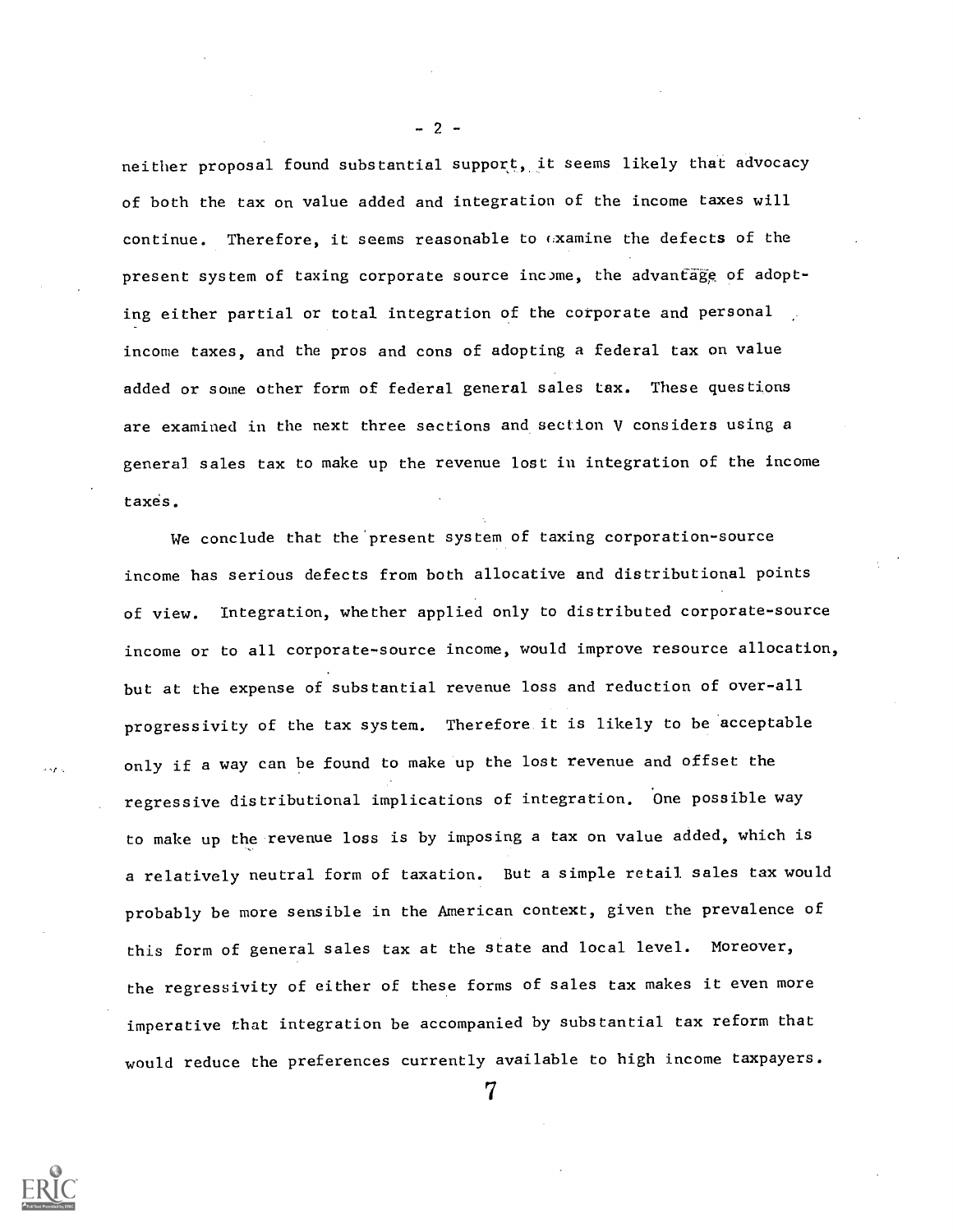neither proposal found substantial support, it seems likely that advocacy of both the tax on value added and integration of the income taxes will continue. Therefore, it seems reasonable to examine the defects of the present system of taxing corporate source income, the advantage of adopting either partial or total integration of the corporate and personal income taxes, and the pros and cons of adopting a federal tax on value added or some other form of federal general sales tax. These questions are examined in the next three sections and section V considers using a general sales tax to make up the revenue lost in integration of the income taxes.

We conclude that the present system of taxing corporation-source income has serious defects from both allocative and distributional points of view. Integration, whether applied only to distributed corporate-source income or to all corporate-source income, would improve resource allocation, but at the expense of substantial revenue loss and reduction of over-all progressivity of the tax system. Therefore it is likely to be acceptable only if a way can be found to make up the lost revenue and offset the regressive distributional implications of integration. One possible way to make up the revenue loss is by imposing a tax on value added, which is a relatively neutral form of taxation. But a simple retail sales tax would probably be more sensible in the American context, given the prevalence of this form of general sales tax at the state and local level. Moreover, the regressivity of either of these forms of sales tax makes it even more imperative that integration be accompanied by substantial tax reform that would reduce the preferences currently available to high income taxpayers.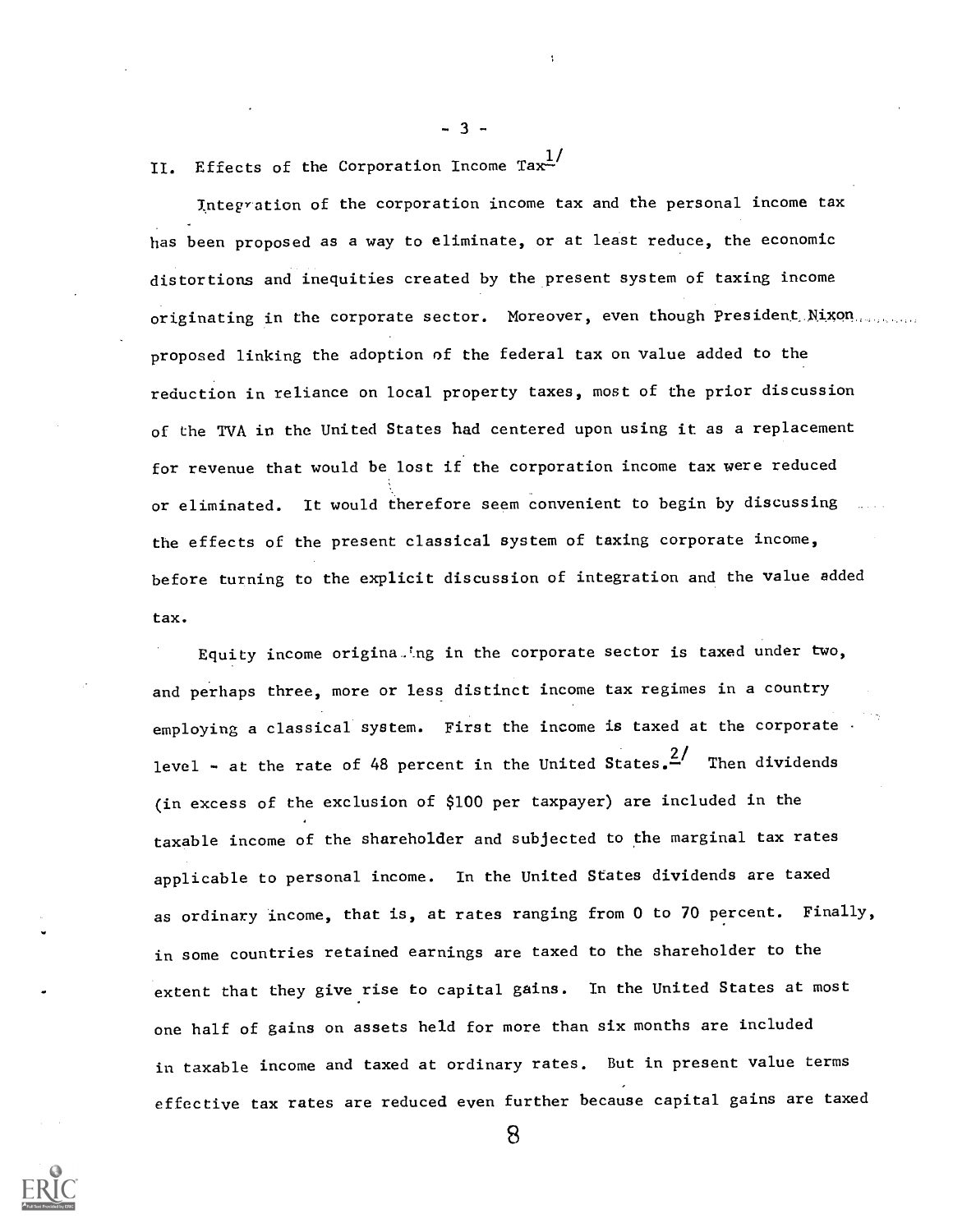## II. Effects of the Corporation Income Tax[1]

Integration of the corporation income tax and the personal income tax has been proposed as a way to eliminate, or at least reduce, the economic distortions and inequities created by the present system of taxing income originating in the corporate sector. Moreover, even though President Nixon proposed linking the adoption of the federal tax on value added to the reduction in reliance on local property taxes, most of the prior discussion of the TVA in the United States had centered upon using it as a replacement for revenue that would be lost if the corporation income tax were reduced or eliminated. It would therefore seem convenient to begin by discussing the effects of the present classical system of taxing corporate income, before turning to the explicit discussion of integration and the value added tax.

Equity income originating in the corporate sector is taxed under two, and perhaps three, more or less distinct income tax regimes in a country employing a classical system. First the income is taxed at the corporate level - at the rate of 48 percent in the United States.[2] Then dividends (in excess of the exclusion of $100 per taxpayer) are included in the taxable income of the shareholder and subjected to the marginal tax rates applicable to personal income. In the United States dividends are taxed as ordinary income, that is, at rates ranging from 0 to 70 percent. Finally, in some countries retained earnings are taxed to the shareholder to the extent that they give rise to capital gains. In the United States at most one half of gains on assets held for more than six months are included in taxable income and taxed at ordinary rates. But in present value terms effective tax rates are reduced even further because capital gains are taxed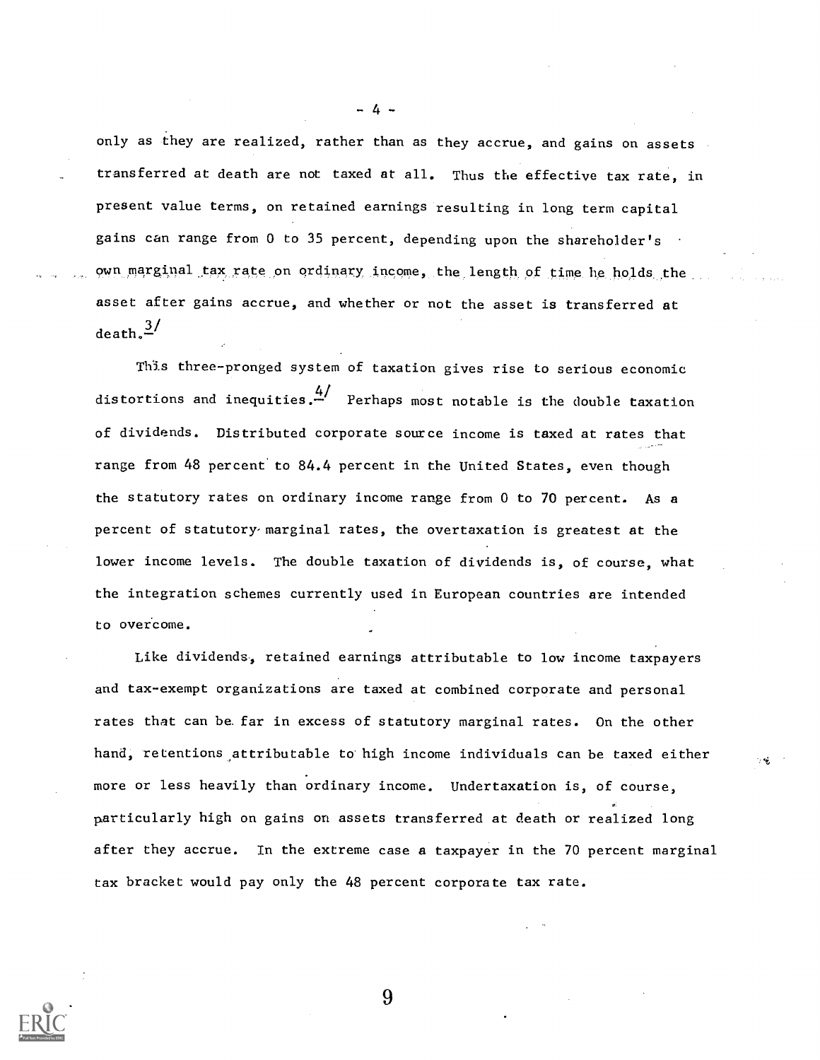only as they are realized, rather than as they accrue, and gains on assets transferred at death are not taxed at all. Thus the effective tax rate, in present value terms, on retained earnings resulting in long term capital gains can range from 0 to 35 percent, depending upon the shareholder's own marginal tax rate on ordinary income, the length of time he holds the asset after gains accrue, and whether or not the asset is transferred at death.[3/]

This three-pronged system of taxation gives rise to serious economic distortions and inequities.[4/] Perhaps most notable is the double taxation of dividends. Distributed corporate source income is taxed at rates that range from 48 percent to 84.4 percent in the United States, even though the statutory rates on ordinary income range from 0 to 70 percent. As a percent of statutory marginal rates, the overtaxation is greatest at the lower income levels. The double taxation of dividends is, of course, what the integration schemes currently used in European countries are intended to overcome.

Like dividends, retained earnings attributable to low income taxpayers and tax-exempt organizations are taxed at combined corporate and personal rates that can be far in excess of statutory marginal rates. On the other hand, retentions attributable to high income individuals can be taxed either more or less heavily than ordinary income. Undertaxation is, of course, particularly high on gains on assets transferred at death or realized long after they accrue. In the extreme case a taxpayer in the 70 percent marginal tax bracket would pay only the 48 percent corporate tax rate.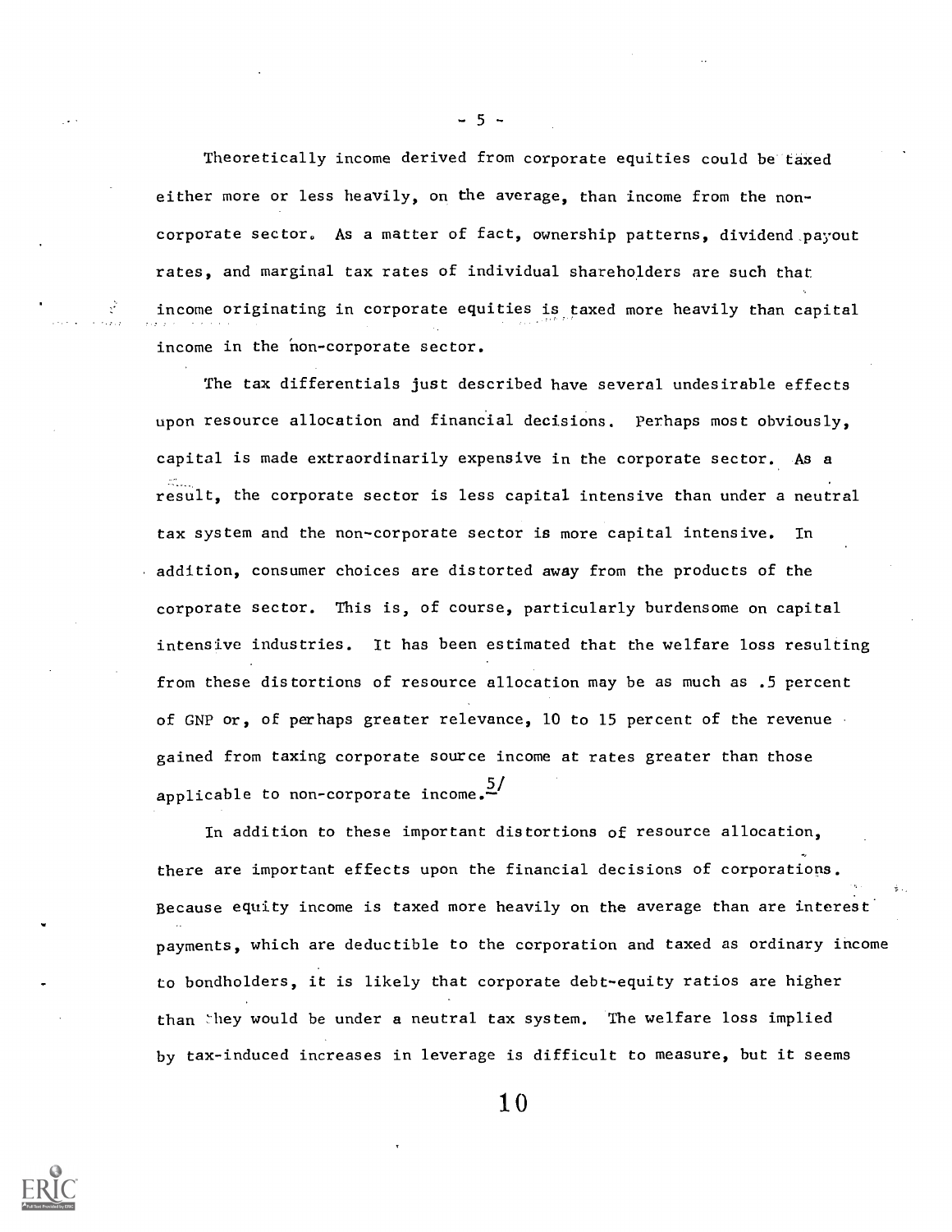Theoretically income derived from corporate equities could be taxed either more or less heavily, on the average, than income from the non-corporate sector. As a matter of fact, ownership patterns, dividend payout rates, and marginal tax rates of individual shareholders are such that income originating in corporate equities is taxed more heavily than capital income in the non-corporate sector.

The tax differentials just described have several undesirable effects upon resource allocation and financial decisions. Perhaps most obviously, capital is made extraordinarily expensive in the corporate sector. As a result, the corporate sector is less capital intensive than under a neutral tax system and the non-corporate sector is more capital intensive. In addition, consumer choices are distorted away from the products of the corporate sector. This is, of course, particularly burdensome on capital intensive industries. It has been estimated that the welfare loss resulting from these distortions of resource allocation may be as much as .5 percent of GNP or, of perhaps greater relevance, 10 to 15 percent of the revenue gained from taxing corporate source income at rates greater than those applicable to non-corporate income.[5/]

In addition to these important distortions of resource allocation, there are important effects upon the financial decisions of corporations. Because equity income is taxed more heavily on the average than are interest payments, which are deductible to the corporation and taxed as ordinary income to bondholders, it is likely that corporate debt-equity ratios are higher than they would be under a neutral tax system. The welfare loss implied by tax-induced increases in leverage is difficult to measure, but it seems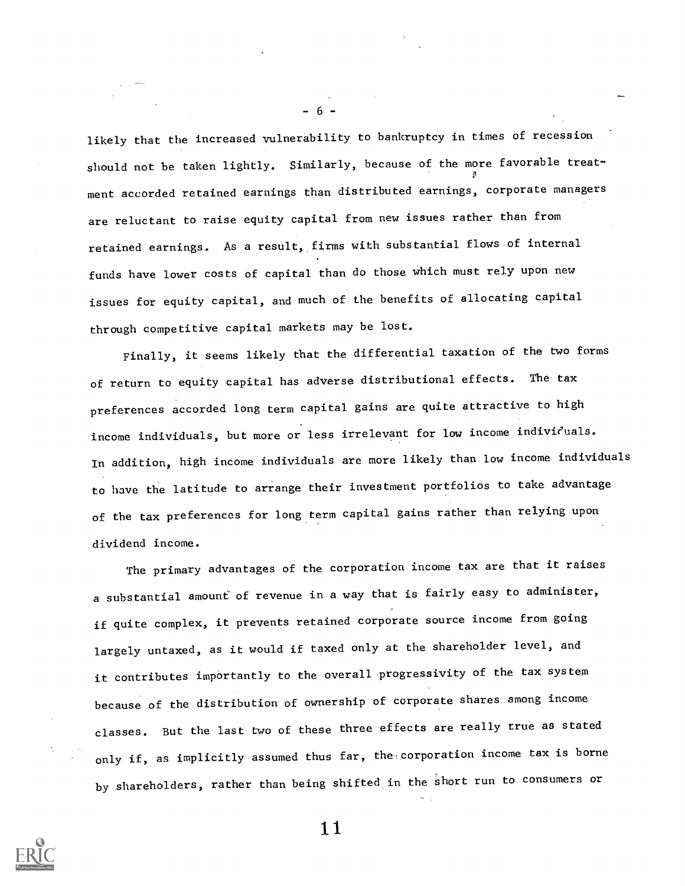likely that the increased vulnerability to bankruptcy in times of recession should not be taken lightly. Similarly, because of the more favorable treatment accorded retained earnings than distributed earnings, corporate managers are reluctant to raise equity capital from new issues rather than from retained earnings. As a result, firms with substantial flows of internal funds have lower costs of capital than do those which must rely upon new issues for equity capital, and much of the benefits of allocating capital through competitive capital markets may be lost.

Finally, it seems likely that the differential taxation of the two forms of return to equity capital has adverse distributional effects. The tax preferences accorded long term capital gains are quite attractive to high income individuals, but more or less irrelevant for low income individuals. In addition, high income individuals are more likely than low income individuals to have the latitude to arrange their investment portfolios to take advantage of the tax preferences for long term capital gains rather than relying upon dividend income.

The primary advantages of the corporation income tax are that it raises a substantial amount of revenue in a way that is fairly easy to administer, if quite complex, it prevents retained corporate source income from going largely untaxed, as it would if taxed only at the shareholder level, and it contributes importantly to the overall progressivity of the tax system because of the distribution of ownership of corporate shares among income classes. But the last two of these three effects are really true as stated only if, as implicitly assumed thus far, the corporation income tax is borne by shareholders, rather than being shifted in the short run to consumers or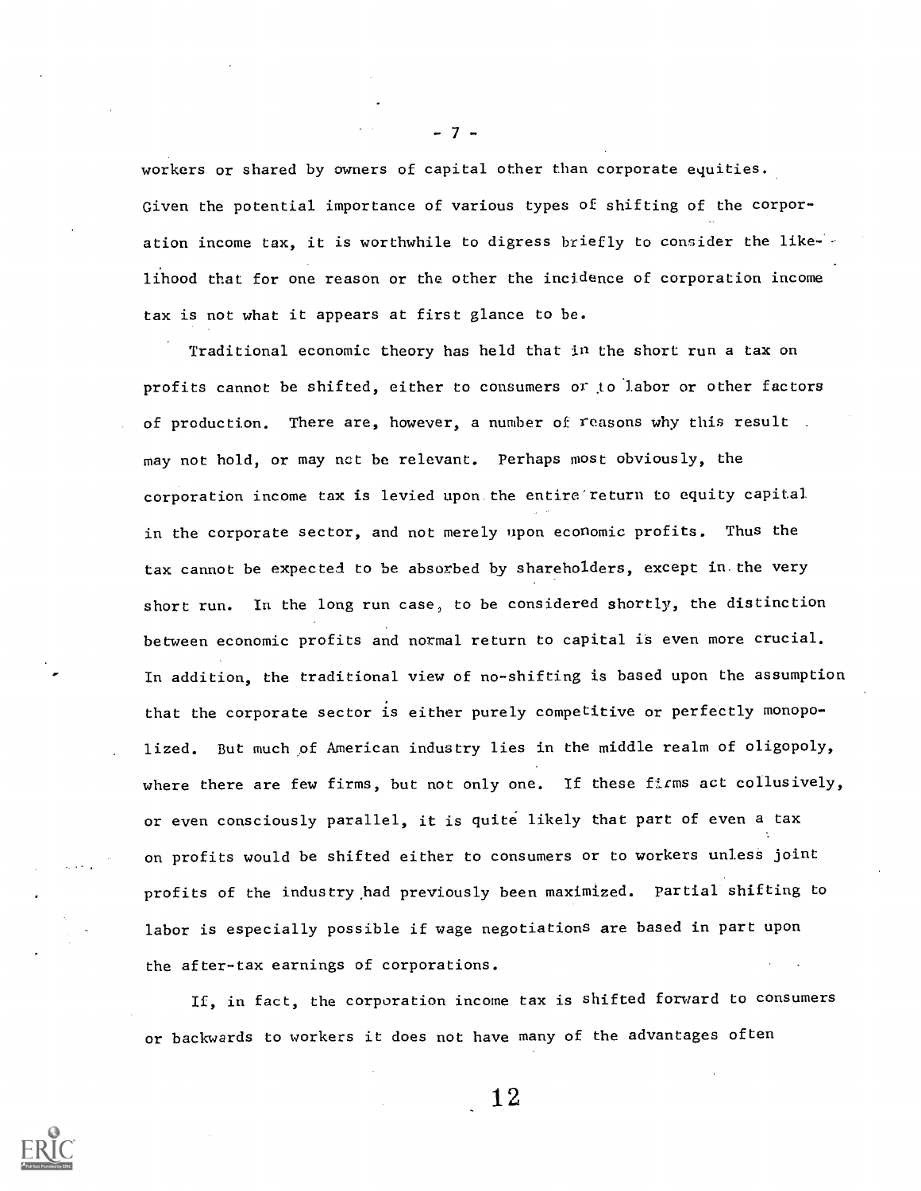workers or shared by owners of capital other than corporate equities. Given the potential importance of various types of shifting of the corporation income tax, it is worthwhile to digress briefly to consider the likelihood that for one reason or the other the incidence of corporation income tax is not what it appears at first glance to be.

Traditional economic theory has held that in the short run a tax on profits cannot be shifted, either to consumers or to labor or other factors of production. There are, however, a number of reasons why this result may not hold, or may not be relevant. Perhaps most obviously, the corporation income tax is levied upon the entire return to equity capital in the corporate sector, and not merely upon economic profits. Thus the tax cannot be expected to be absorbed by shareholders, except in the very short run. In the long run case, to be considered shortly, the distinction between economic profits and normal return to capital is even more crucial. In addition, the traditional view of no-shifting is based upon the assumption that the corporate sector is either purely competitive or perfectly monopolized. But much of American industry lies in the middle realm of oligopoly, where there are few firms, but not only one. If these firms act collusively, or even consciously parallel, it is quite likely that part of even a tax on profits would be shifted either to consumers or to workers unless joint profits of the industry had previously been maximized. Partial shifting to labor is especially possible if wage negotiations are based in part upon the after-tax earnings of corporations.

If, in fact, the corporation income tax is shifted forward to consumers or backwards to workers it does not have many of the advantages often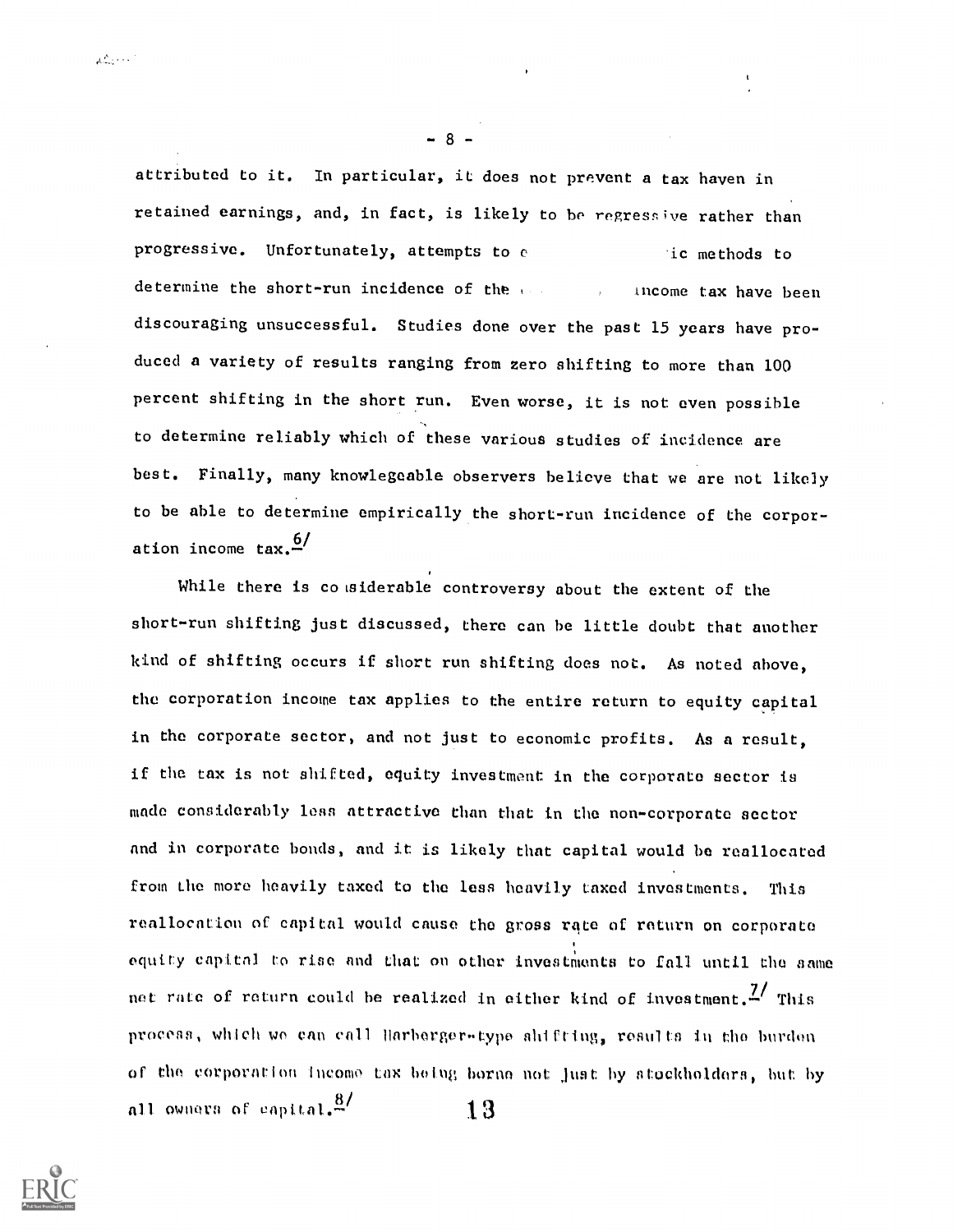attributed to it. In particular, it does not prevent a tax haven in retained earnings, and, in fact, is likely to be regressive rather than progressive. Unfortunately, attempts to e ic methods to determine the short-run incidence of the income tax have been discouraging unsuccessful. Studies done over the past 15 years have produced a variety of results ranging from zero shifting to more than 100 percent shifting in the short run. Even worse, it is not even possible to determine reliably which of these various studies of incidence are best. Finally, many knowlegeable observers believe that we are not likely to be able to determine empirically the short-run incidence of the corporation income tax.[6/]

While there is considerable controversy about the extent of the short-run shifting just discussed, there can be little doubt that another kind of shifting occurs if short run shifting does not. As noted above, the corporation income tax applies to the entire return to equity capital in the corporate sector, and not just to economic profits. As a result, if the tax is not shifted, equity investment in the corporate sector is made considerably less attractive than that in the non-corporate sector and in corporate bonds, and it is likely that capital would be reallocated from the more heavily taxed to the less heavily taxed investments. This reallocation of capital would cause the gross rate of return on corporate equity capital to rise and that on other investments to fall until the same net rate of return could be realized in either kind of investment.[7/] This process, which we can call Harberger-type shifting, results in the burden of the corporation income tax being borne not just by stockholders, but by all owners of capital.[8/]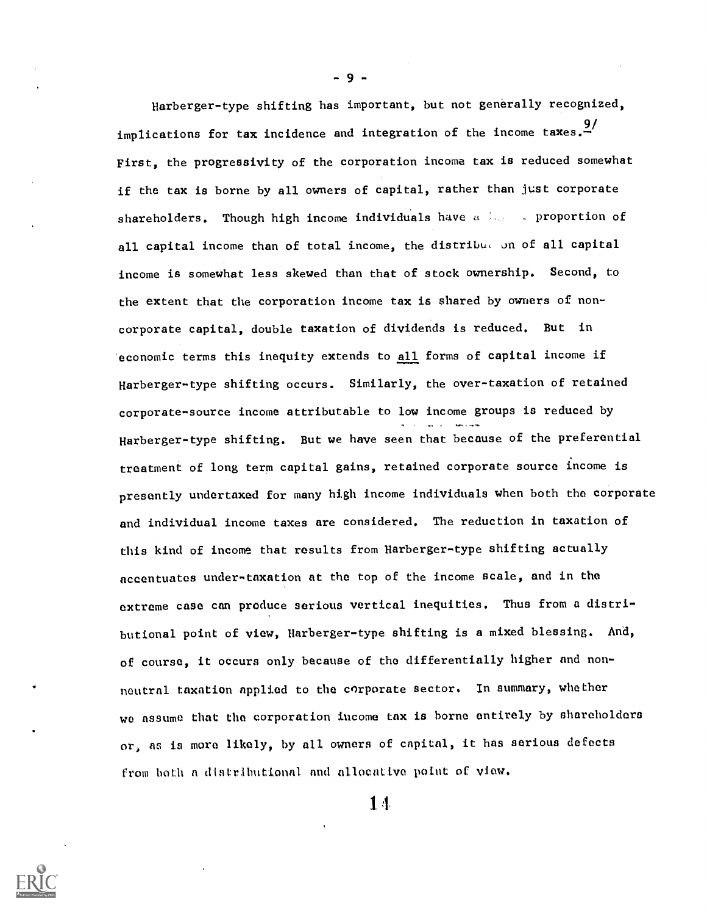Harberger-type shifting has important, but not generally recognized, implications for tax incidence and integration of the income taxes.[9/] First, the progressivity of the corporation income tax is reduced somewhat if the tax is borne by all owners of capital, rather than just corporate shareholders. Though high income individuals have a larger proportion of all capital income than of total income, the distribution of all capital income is somewhat less skewed than that of stock ownership. Second, to the extent that the corporation income tax is shared by owners of non-corporate capital, double taxation of dividends is reduced. But in economic terms this inequity extends to <u>all</u> forms of capital income if Harberger-type shifting occurs. Similarly, the over-taxation of retained corporate-source income attributable to low income groups is reduced by Harberger-type shifting. But we have seen that because of the preferential treatment of long term capital gains, retained corporate source income is presently undertaxed for many high income individuals when both the corporate and individual income taxes are considered. The reduction in taxation of this kind of income that results from Harberger-type shifting actually accentuates under-taxation at the top of the income scale, and in the extreme case can produce serious vertical inequities. Thus from a distributional point of view, Harberger-type shifting is a mixed blessing. And, of course, it occurs only because of the differentially higher and non-neutral taxation applied to the corporate sector. In summary, whether we assume that the corporation income tax is borne entirely by shareholders or, as is more likely, by all owners of capital, it has serious defects from both a distributional and allocative point of view.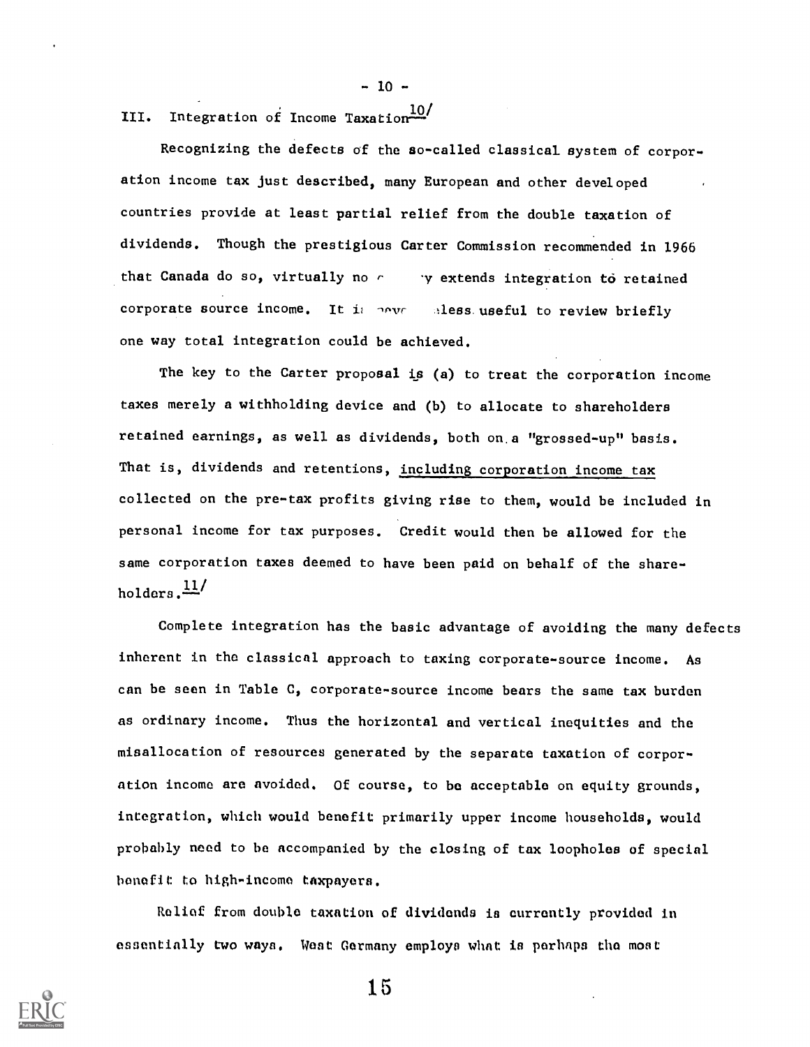## III. Integration of Income Taxation[10/]

Recognizing the defects of the so-called classical system of corporation income tax just described, many European and other developed countries provide at least partial relief from the double taxation of dividends. Though the prestigious Carter Commission recommended in 1966 that Canada do so, virtually no country extends integration to retained corporate source income. It is nevertheless useful to review briefly one way total integration could be achieved.

The key to the Carter proposal is (a) to treat the corporation income taxes merely a withholding device and (b) to allocate to shareholders retained earnings, as well as dividends, both on a "grossed-up" basis. That is, dividends and retentions, <u>including corporation income tax</u> collected on the pre-tax profits giving rise to them, would be included in personal income for tax purposes. Credit would then be allowed for the same corporation taxes deemed to have been paid on behalf of the shareholders.[11/]

Complete integration has the basic advantage of avoiding the many defects inherent in the classical approach to taxing corporate-source income. As can be seen in Table C, corporate-source income bears the same tax burden as ordinary income. Thus the horizontal and vertical inequities and the misallocation of resources generated by the separate taxation of corporation income are avoided. Of course, to be acceptable on equity grounds, integration, which would benefit primarily upper income households, would probably need to be accompanied by the closing of tax loopholes of special benefit to high-income taxpayers.

Relief from double taxation of dividends is currently provided in essentially two ways. West Germany employs what is perhaps the most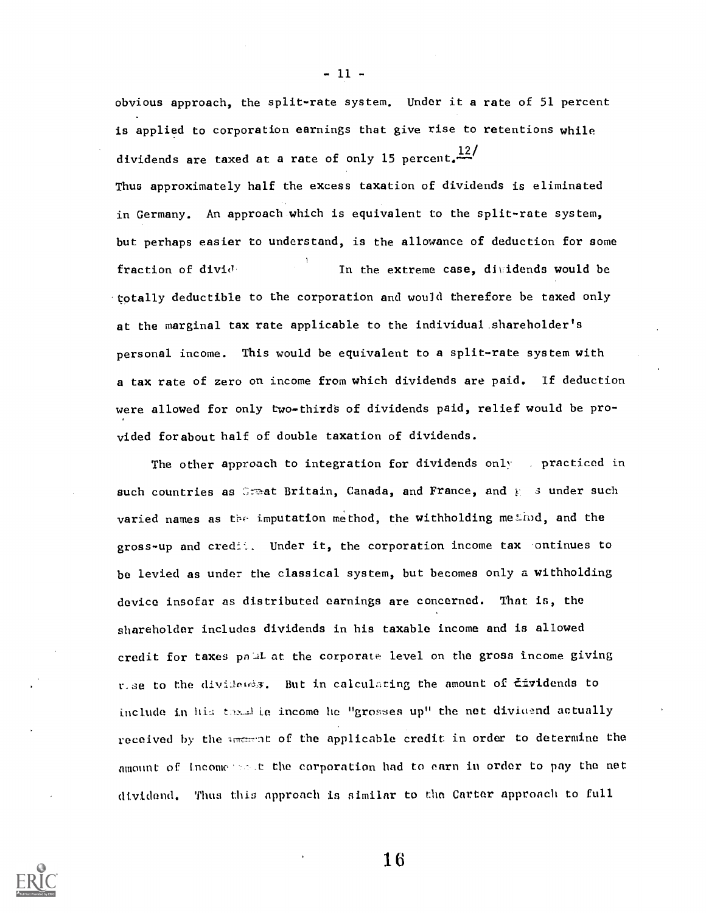obvious approach, the split-rate system. Under it a rate of 51 percent is applied to corporation earnings that give rise to retentions while dividends are taxed at a rate of only 15 percent.[12/]

Thus approximately half the excess taxation of dividends is eliminated in Germany. An approach which is equivalent to the split-rate system, but perhaps easier to understand, is the allowance of deduction for some fraction of divid- In the extreme case, dividends would be totally deductible to the corporation and would therefore be taxed only at the marginal tax rate applicable to the individual shareholder's personal income. This would be equivalent to a split-rate system with a tax rate of zero on income from which dividends are paid. If deduction were allowed for only two-thirds of dividends paid, relief would be provided for about half of double taxation of dividends.

The other approach to integration for dividends only practiced in such countries as Great Britain, Canada, and France, and goes under such varied names as the imputation method, the withholding method, and the gross-up and credit. Under it, the corporation income tax continues to be levied as under the classical system, but becomes only a withholding device insofar as distributed earnings are concerned. That is, the shareholder includes dividends in his taxable income and is allowed credit for taxes paid at the corporate level on the gross income giving rise to the dividends. But in calculating the amount of dividends to include in his taxable income he "grosses up" the net dividend actually received by the amount of the applicable credit in order to determine the amount of income that the corporation had to earn in order to pay the net dividend. Thus this approach is similar to the Carter approach to full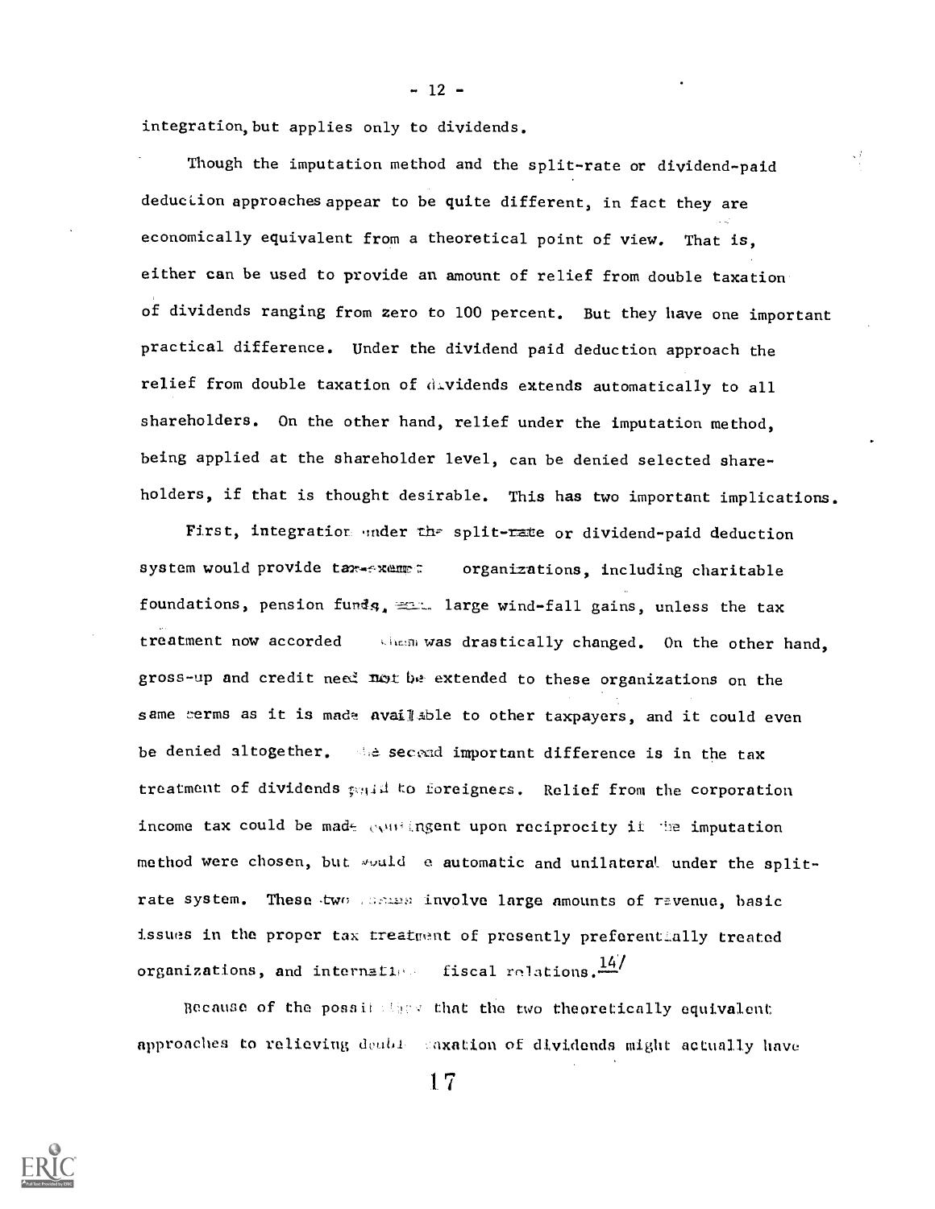integration, but applies only to dividends.

Though the imputation method and the split-rate or dividend-paid deduction approaches appear to be quite different, in fact they are economically equivalent from a theoretical point of view. That is, either can be used to provide an amount of relief from double taxation of dividends ranging from zero to 100 percent. But they have one important practical difference. Under the dividend paid deduction approach the relief from double taxation of dividends extends automatically to all shareholders. On the other hand, relief under the imputation method, being applied at the shareholder level, can be denied selected shareholders, if that is thought desirable. This has two important implications.

First, integration under the split-rate or dividend-paid deduction system would provide tax-exempt organizations, including charitable foundations, pension funds, etc. large wind-fall gains, unless the tax treatment now accorded them was drastically changed. On the other hand, gross-up and credit need not be extended to these organizations on the same terms as it is made available to other taxpayers, and it could even be denied altogether. The second important difference is in the tax treatment of dividends paid to foreigners. Relief from the corporation income tax could be made contingent upon reciprocity if the imputation method were chosen, but would be automatic and unilateral under the split-rate system. These two issues involve large amounts of revenue, basic issues in the proper tax treatment of presently preferentially treated organizations, and international fiscal relations.[14/]

Because of the possibility that the two theoretically equivalent approaches to relieving double taxation of dividends might actually have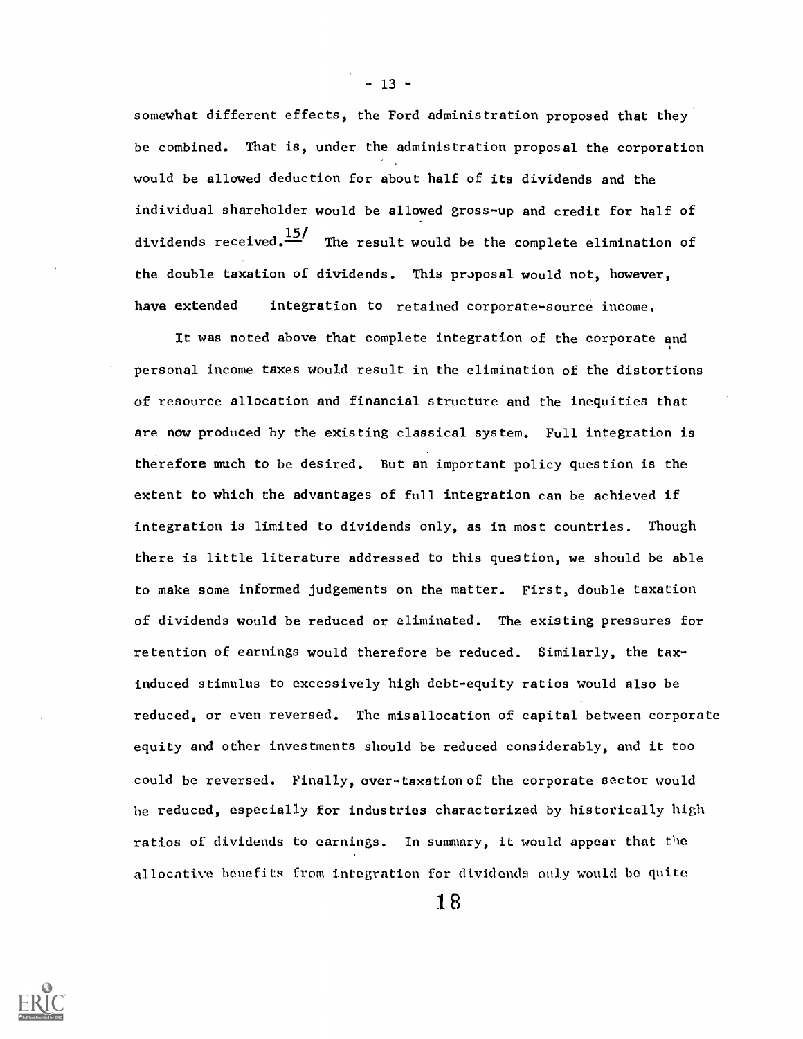somewhat different effects, the Ford administration proposed that they be combined. That is, under the administration proposal the corporation would be allowed deduction for about half of its dividends and the individual shareholder would be allowed gross-up and credit for half of dividends received.[15] The result would be the complete elimination of the double taxation of dividends. This proposal would not, however, have extended integration to retained corporate-source income.

It was noted above that complete integration of the corporate and personal income taxes would result in the elimination of the distortions of resource allocation and financial structure and the inequities that are now produced by the existing classical system. Full integration is therefore much to be desired. But an important policy question is the extent to which the advantages of full integration can be achieved if integration is limited to dividends only, as in most countries. Though there is little literature addressed to this question, we should be able to make some informed judgements on the matter. First, double taxation of dividends would be reduced or eliminated. The existing pressures for retention of earnings would therefore be reduced. Similarly, the tax-induced stimulus to excessively high debt-equity ratios would also be reduced, or even reversed. The misallocation of capital between corporate equity and other investments should be reduced considerably, and it too could be reversed. Finally, over-taxation of the corporate sector would be reduced, especially for industries characterized by historically high ratios of dividends to earnings. In summary, it would appear that the allocative benefits from integration for dividends only would be quite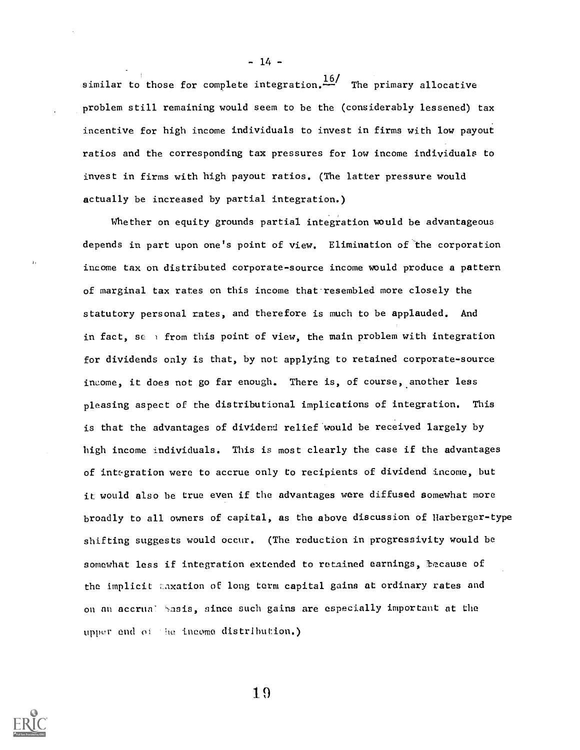similar to those for complete integration.[16/] The primary allocative problem still remaining would seem to be the (considerably lessened) tax incentive for high income individuals to invest in firms with low payout ratios and the corresponding tax pressures for low income individuals to invest in firms with high payout ratios. (The latter pressure would actually be increased by partial integration.)

Whether on equity grounds partial integration would be advantageous depends in part upon one's point of view. Elimination of the corporation income tax on distributed corporate-source income would produce a pattern of marginal tax rates on this income that resembled more closely the statutory personal rates, and therefore is much to be applauded. And in fact, seen from this point of view, the main problem with integration for dividends only is that, by not applying to retained corporate-source income, it does not go far enough. There is, of course, another less pleasing aspect of the distributional implications of integration. This is that the advantages of dividend relief would be received largely by high income individuals. This is most clearly the case if the advantages of integration were to accrue only to recipients of dividend income, but it would also be true even if the advantages were diffused somewhat more broadly to all owners of capital, as the above discussion of Harberger-type shifting suggests would occur. (The reduction in progressivity would be somewhat less if integration extended to retained earnings, because of the implicit taxation of long term capital gains at ordinary rates and on an accrual basis, since such gains are especially important at the upper end of the income distribution.)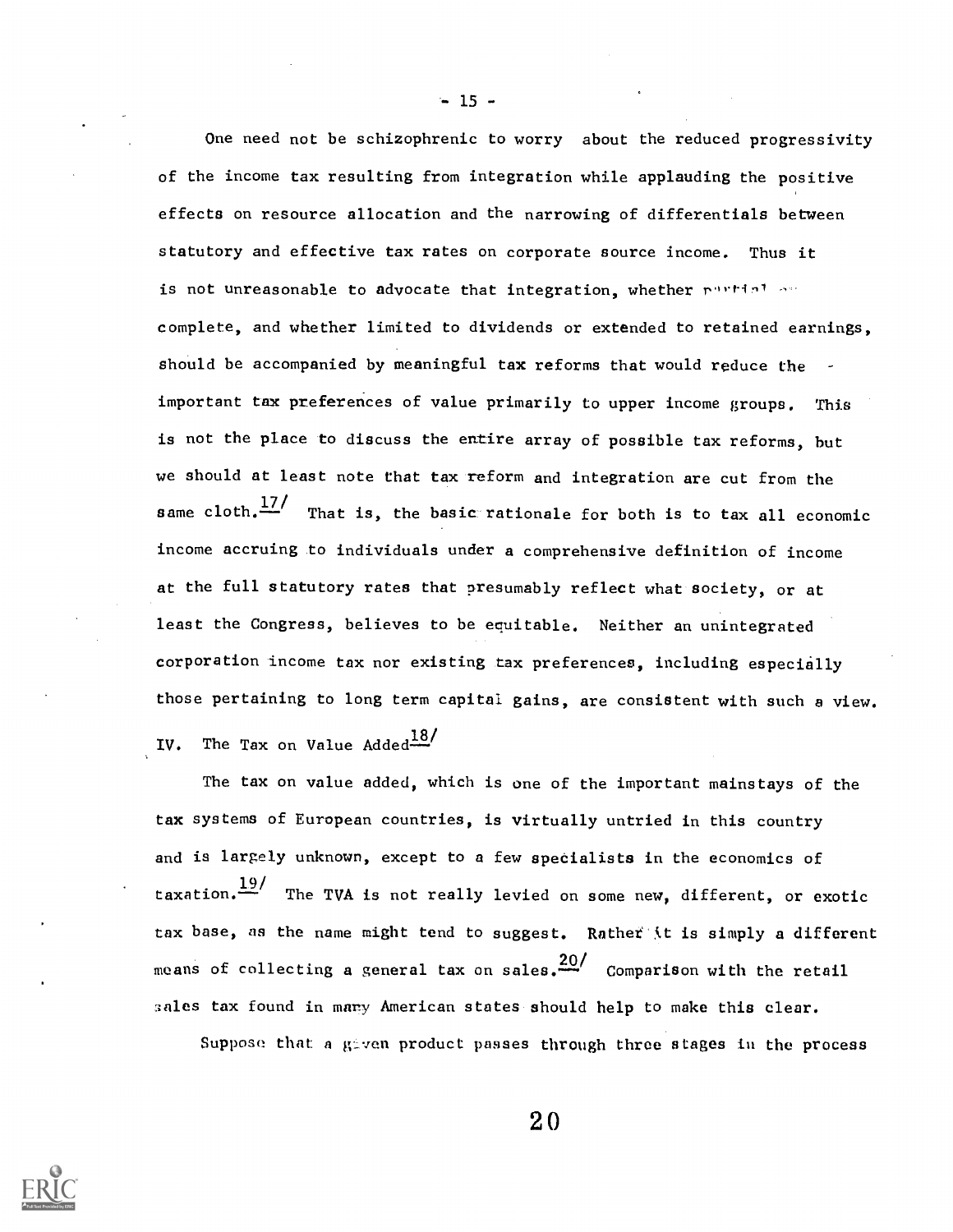One need not be schizophrenic to worry about the reduced progressivity of the income tax resulting from integration while applauding the positive effects on resource allocation and the narrowing of differentials between statutory and effective tax rates on corporate source income. Thus it is not unreasonable to advocate that integration, whether partial or complete, and whether limited to dividends or extended to retained earnings, should be accompanied by meaningful tax reforms that would reduce the important tax preferences of value primarily to upper income groups. This is not the place to discuss the entire array of possible tax reforms, but we should at least note that tax reform and integration are cut from the same cloth.[17] That is, the basic rationale for both is to tax all economic income accruing to individuals under a comprehensive definition of income at the full statutory rates that presumably reflect what society, or at least the Congress, believes to be equitable. Neither an unintegrated corporation income tax nor existing tax preferences, including especially those pertaining to long term capital gains, are consistent with such a view.

## IV. The Tax on Value Added[18]

The tax on value added, which is one of the important mainstays of the tax systems of European countries, is virtually untried in this country and is largely unknown, except to a few specialists in the economics of taxation.[19] The TVA is not really levied on some new, different, or exotic tax base, as the name might tend to suggest. Rather it is simply a different means of collecting a general tax on sales.[20] Comparison with the retail sales tax found in many American states should help to make this clear.

Suppose that a given product passes through three stages in the process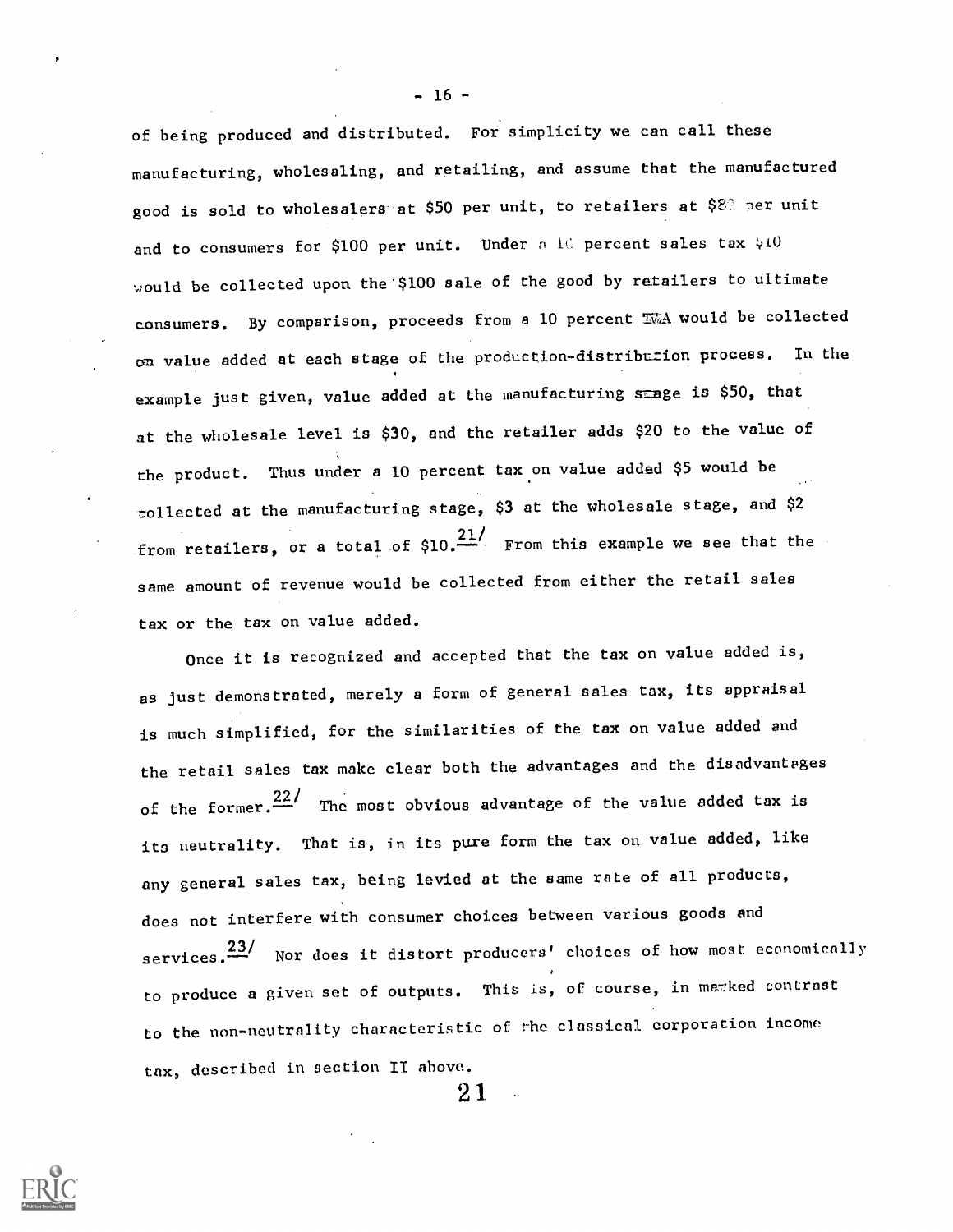of being produced and distributed. For simplicity we can call these manufacturing, wholesaling, and retailing, and assume that the manufactured good is sold to wholesalers at $50 per unit, to retailers at $80 per unit and to consumers for $100 per unit. Under a 10 percent sales tax $10 would be collected upon the $100 sale of the good by retailers to ultimate consumers. By comparison, proceeds from a 10 percent TVA would be collected on value added at each stage of the production-distribution process. In the example just given, value added at the manufacturing stage is $50, that at the wholesale level is $30, and the retailer adds $20 to the value of the product. Thus under a 10 percent tax on value added $5 would be collected at the manufacturing stage, $3 at the wholesale stage, and $2 from retailers, or a total of $10.[21] From this example we see that the same amount of revenue would be collected from either the retail sales tax or the tax on value added.

Once it is recognized and accepted that the tax on value added is, as just demonstrated, merely a form of general sales tax, its appraisal is much simplified, for the similarities of the tax on value added and the retail sales tax make clear both the advantages and the disadvantages of the former.[22] The most obvious advantage of the value added tax is its neutrality. That is, in its pure form the tax on value added, like any general sales tax, being levied at the same rate of all products, does not interfere with consumer choices between various goods and services.[23] Nor does it distort producers' choices of how most economically to produce a given set of outputs. This is, of course, in marked contrast to the non-neutrality characteristic of the classical corporation income tax, described in section II above.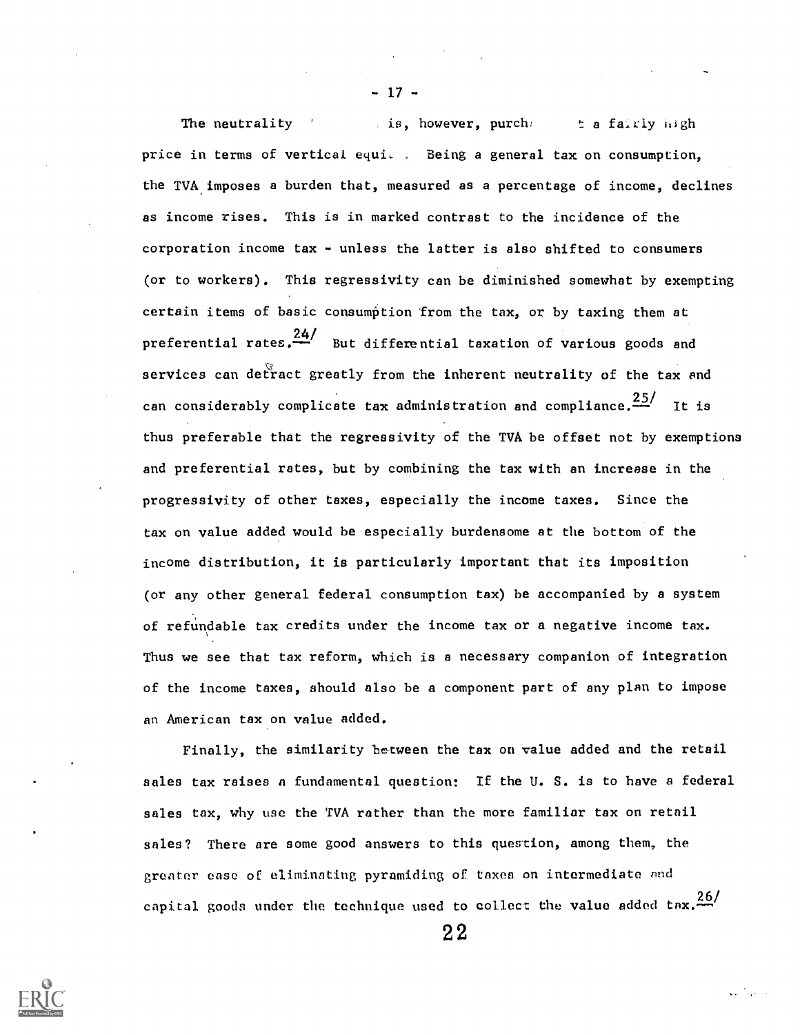The neutrality is, however, purchased at a fairly high price in terms of vertical equity. Being a general tax on consumption, the TVA imposes a burden that, measured as a percentage of income, declines as income rises. This is in marked contrast to the incidence of the corporation income tax - unless the latter is also shifted to consumers (or to workers). This regressivity can be diminished somewhat by exempting certain items of basic consumption from the tax, or by taxing them at preferential rates.[24/] But differential taxation of various goods and services can detract greatly from the inherent neutrality of the tax and can considerably complicate tax administration and compliance.[25/] It is thus preferable that the regressivity of the TVA be offset not by exemptions and preferential rates, but by combining the tax with an increase in the progressivity of other taxes, especially the income taxes. Since the tax on value added would be especially burdensome at the bottom of the income distribution, it is particularly important that its imposition (or any other general federal consumption tax) be accompanied by a system of refundable tax credits under the income tax or a negative income tax. Thus we see that tax reform, which is a necessary companion of integration of the income taxes, should also be a component part of any plan to impose an American tax on value added.

Finally, the similarity between the tax on value added and the retail sales tax raises a fundamental question: If the U. S. is to have a federal sales tax, why use the TVA rather than the more familiar tax on retail sales? There are some good answers to this question, among them, the greater ease of eliminating pyramiding of taxes on intermediate and capital goods under the technique used to collect the value added tax.[26/]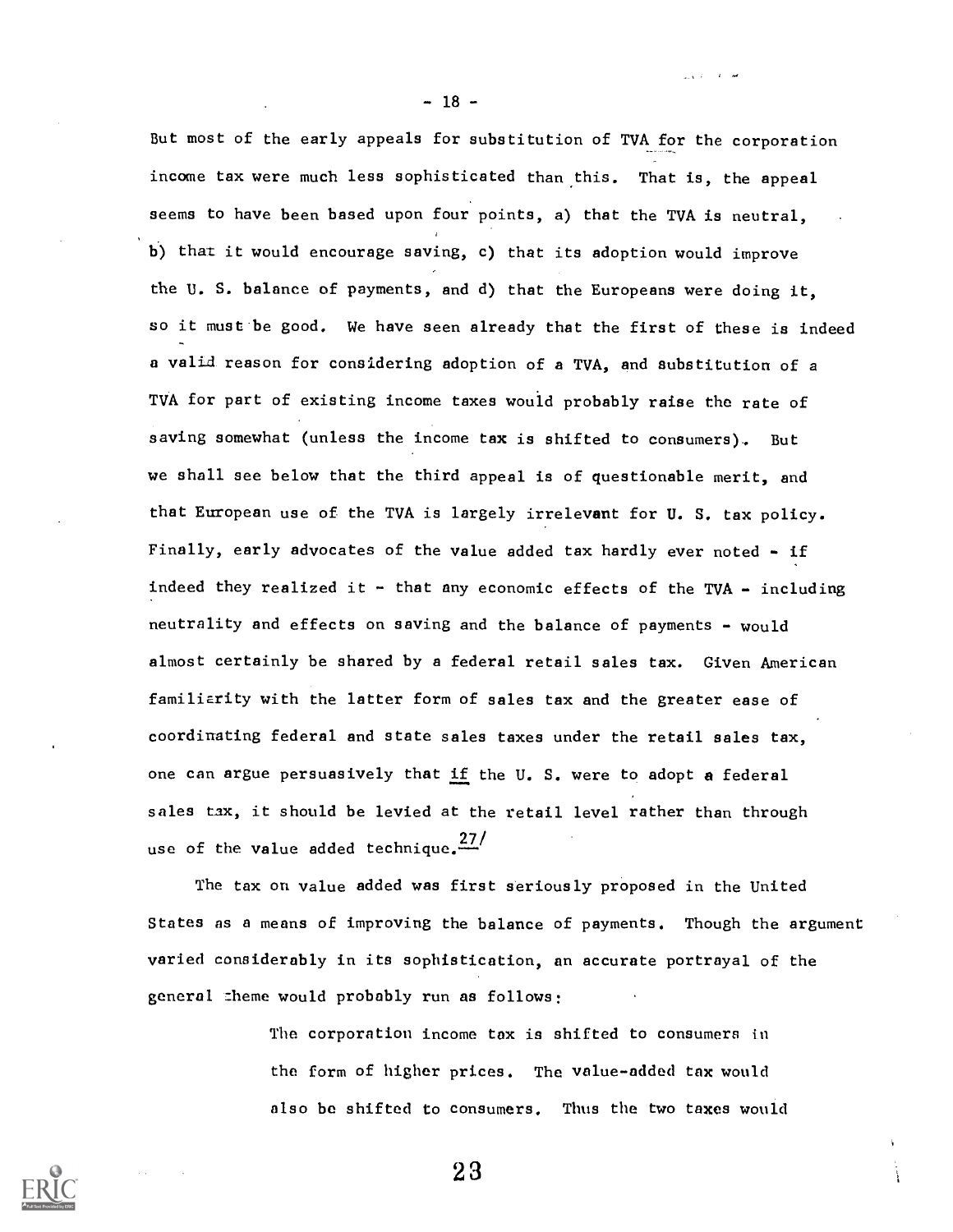But most of the early appeals for substitution of TVA for the corporation income tax were much less sophisticated than this. That is, the appeal seems to have been based upon four points, a) that the TVA is neutral, b) that it would encourage saving, c) that its adoption would improve the U. S. balance of payments, and d) that the Europeans were doing it, so it must be good. We have seen already that the first of these is indeed a valid reason for considering adoption of a TVA, and substitution of a TVA for part of existing income taxes would probably raise the rate of saving somewhat (unless the income tax is shifted to consumers). But we shall see below that the third appeal is of questionable merit, and that European use of the TVA is largely irrelevant for U. S. tax policy. Finally, early advocates of the value added tax hardly ever noted - if indeed they realized it - that any economic effects of the TVA - including neutrality and effects on saving and the balance of payments - would almost certainly be shared by a federal retail sales tax. Given American familiarity with the latter form of sales tax and the greater ease of coordinating federal and state sales taxes under the retail sales tax, one can argue persuasively that _if_ the U. S. were to adopt a federal sales tax, it should be levied at the retail level rather than through use of the value added technique.[27]

The tax on value added was first seriously proposed in the United States as a means of improving the balance of payments. Though the argument varied considerably in its sophistication, an accurate portrayal of the general theme would probably run as follows:

> The corporation income tax is shifted to consumers in the form of higher prices. The value-added tax would also be shifted to consumers. Thus the two taxes would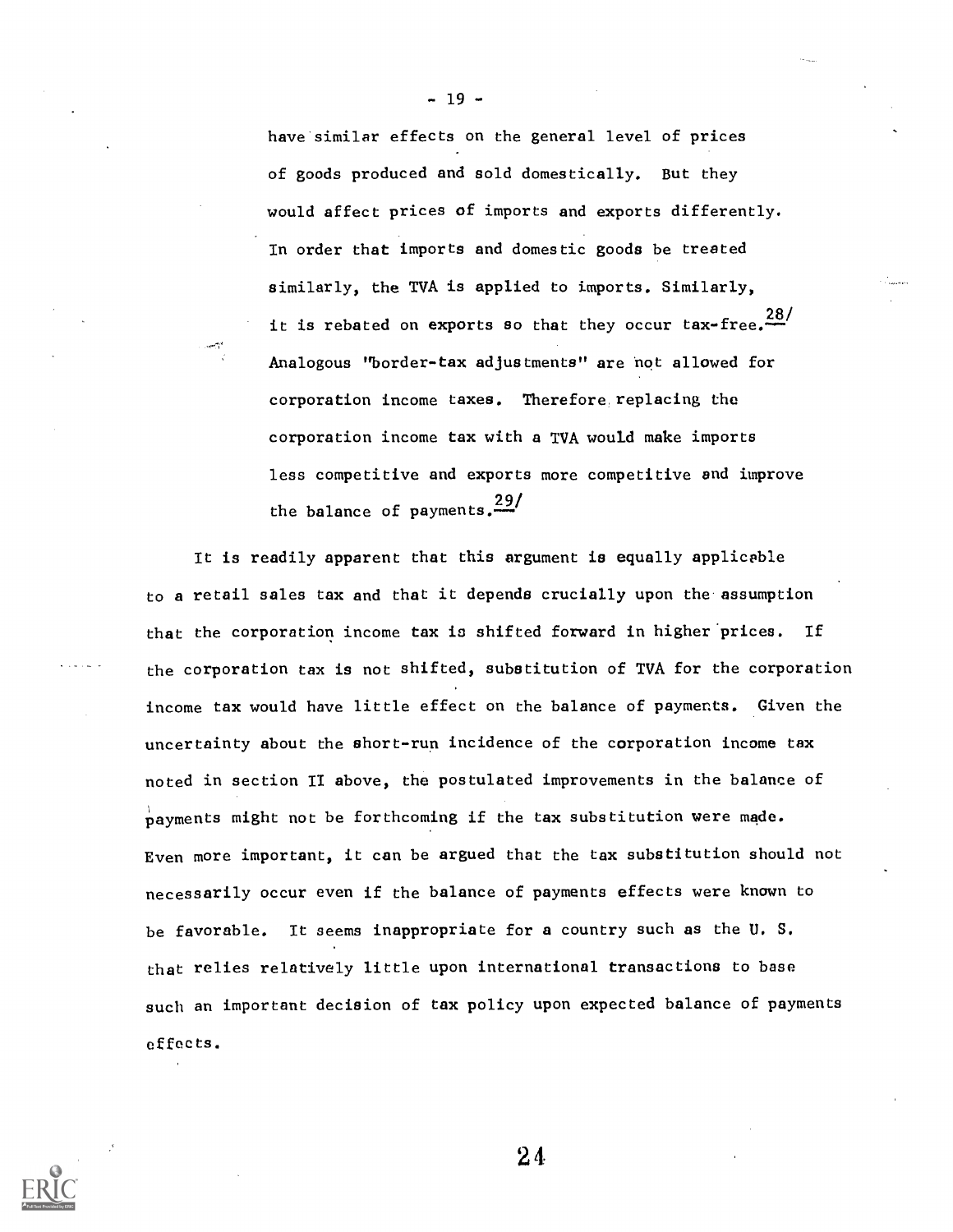have similar effects on the general level of prices of goods produced and sold domestically. But they would affect prices of imports and exports differently. In order that imports and domestic goods be treated similarly, the TVA is applied to imports. Similarly, it is rebated on exports so that they occur tax-free.[28/] Analogous "border-tax adjustments" are not allowed for corporation income taxes. Therefore replacing the corporation income tax with a TVA would make imports less competitive and exports more competitive and improve the balance of payments.[29/]

It is readily apparent that this argument is equally applicable to a retail sales tax and that it depends crucially upon the assumption that the corporation income tax is shifted forward in higher prices. If the corporation tax is not shifted, substitution of TVA for the corporation income tax would have little effect on the balance of payments. Given the uncertainty about the short-run incidence of the corporation income tax noted in section II above, the postulated improvements in the balance of payments might not be forthcoming if the tax substitution were made. Even more important, it can be argued that the tax substitution should not necessarily occur even if the balance of payments effects were known to be favorable. It seems inappropriate for a country such as the U. S. that relies relatively little upon international transactions to base such an important decision of tax policy upon expected balance of payments effects.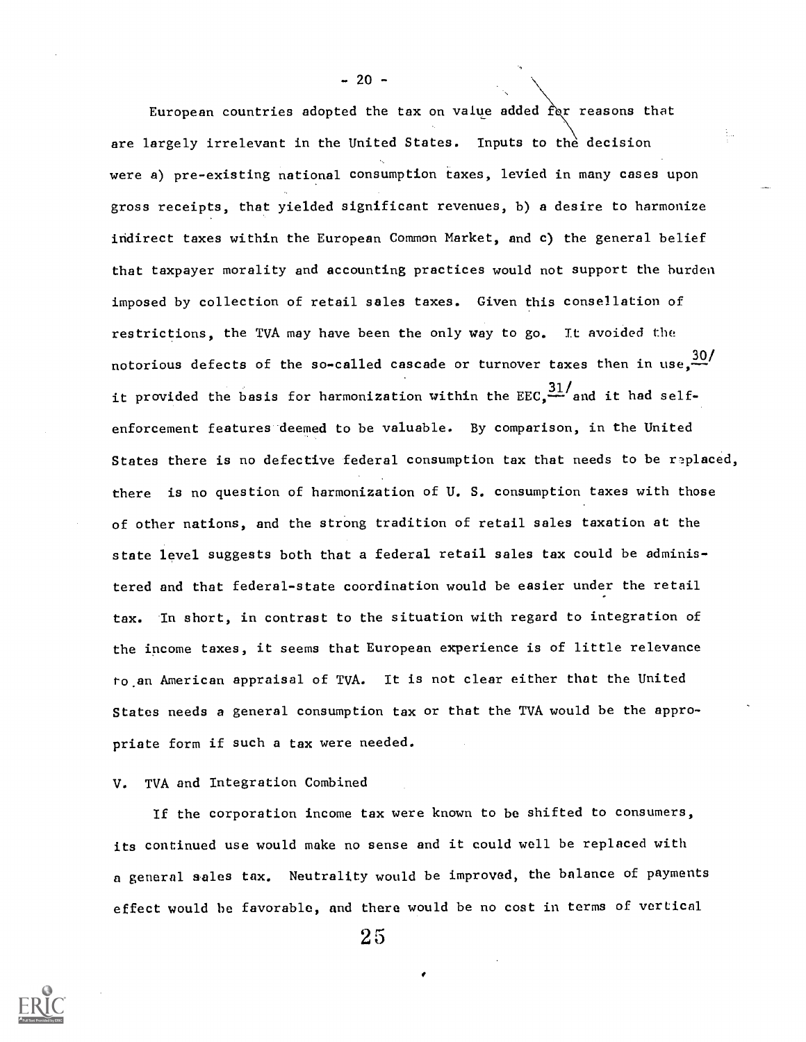European countries adopted the tax on value added for reasons that are largely irrelevant in the United States. Inputs to the decision were a) pre-existing national consumption taxes, levied in many cases upon gross receipts, that yielded significant revenues, b) a desire to harmonize indirect taxes within the European Common Market, and c) the general belief that taxpayer morality and accounting practices would not support the burden imposed by collection of retail sales taxes. Given this consellation of restrictions, the TVA may have been the only way to go. It avoided the notorious defects of the so-called cascade or turnover taxes then in use,[30] it provided the basis for harmonization within the EEC,[31] and it had self-enforcement features deemed to be valuable. By comparison, in the United States there is no defective federal consumption tax that needs to be replaced, there is no question of harmonization of U. S. consumption taxes with those of other nations, and the strong tradition of retail sales taxation at the state level suggests both that a federal retail sales tax could be administered and that federal-state coordination would be easier under the retail tax. In short, in contrast to the situation with regard to integration of the income taxes, it seems that European experience is of little relevance to an American appraisal of TVA. It is not clear either that the United States needs a general consumption tax or that the TVA would be the appropriate form if such a tax were needed.

## V. TVA and Integration Combined

If the corporation income tax were known to be shifted to consumers, its continued use would make no sense and it could well be replaced with a general sales tax. Neutrality would be improved, the balance of payments effect would be favorable, and there would be no cost in terms of vertical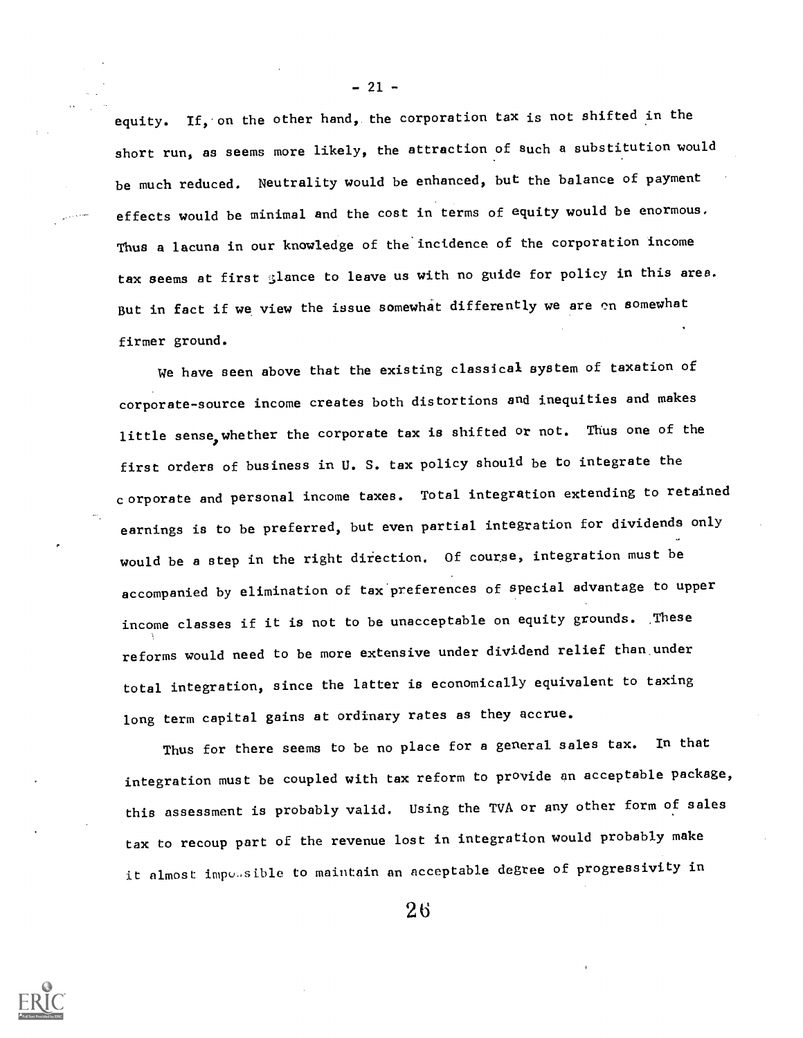equity. If, on the other hand, the corporation tax is not shifted in the short run, as seems more likely, the attraction of such a substitution would be much reduced. Neutrality would be enhanced, but the balance of payment effects would be minimal and the cost in terms of equity would be enormous. Thus a lacuna in our knowledge of the incidence of the corporation income tax seems at first glance to leave us with no guide for policy in this area. But in fact if we view the issue somewhat differently we are on somewhat firmer ground.

We have seen above that the existing classical system of taxation of corporate-source income creates both distortions and inequities and makes little sense, whether the corporate tax is shifted or not. Thus one of the first orders of business in U. S. tax policy should be to integrate the corporate and personal income taxes. Total integration extending to retained earnings is to be preferred, but even partial integration for dividends only would be a step in the right direction. Of course, integration must be accompanied by elimination of tax preferences of special advantage to upper income classes if it is not to be unacceptable on equity grounds. These reforms would need to be more extensive under dividend relief than under total integration, since the latter is economically equivalent to taxing long term capital gains at ordinary rates as they accrue.

Thus for there seems to be no place for a general sales tax. In that integration must be coupled with tax reform to provide an acceptable package, this assessment is probably valid. Using the TVA or any other form of sales tax to recoup part of the revenue lost in integration would probably make it almost impossible to maintain an acceptable degree of progressivity in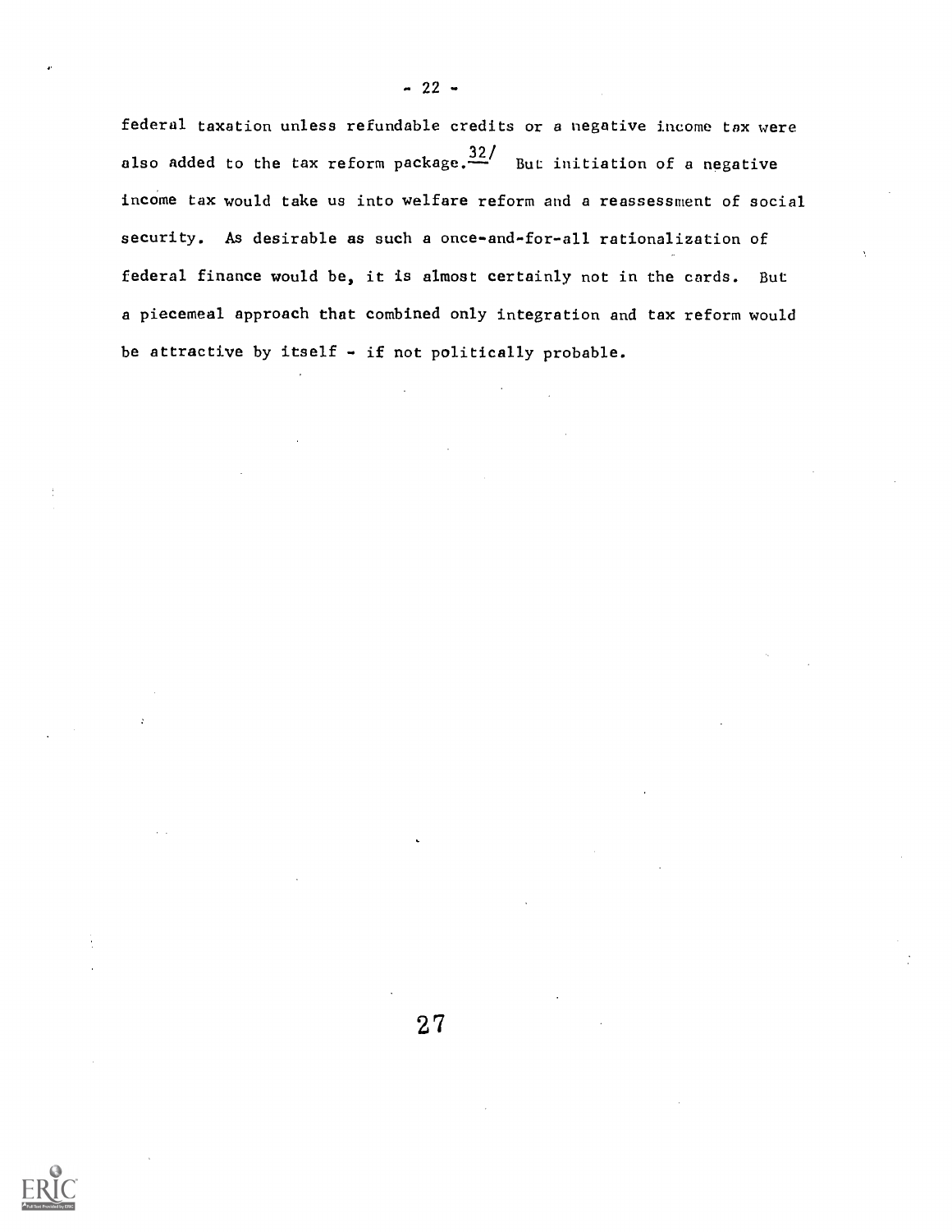federal taxation unless refundable credits or a negative income tax were also added to the tax reform package.[32/] But initiation of a negative income tax would take us into welfare reform and a reassessment of social security. As desirable as such a once-and-for-all rationalization of federal finance would be, it is almost certainly not in the cards. But a piecemeal approach that combined only integration and tax reform would be attractive by itself - if not politically probable.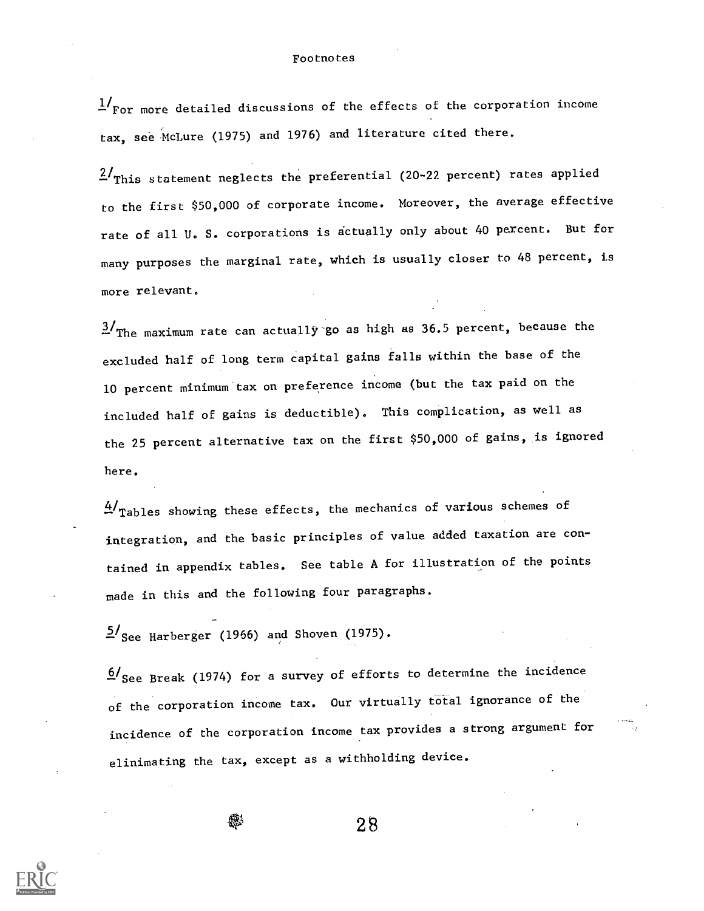# Footnotes

[1] For more detailed discussions of the effects of the corporation income tax, see McLure (1975) and 1976) and literature cited there.

[2] This statement neglects the preferential (20-22 percent) rates applied to the first $50,000 of corporate income. Moreover, the average effective rate of all U. S. corporations is actually only about 40 percent. But for many purposes the marginal rate, which is usually closer to 48 percent, is more relevant.

[3] The maximum rate can actually go as high as 36.5 percent, because the excluded half of long term capital gains falls within the base of the 10 percent minimum tax on preference income (but the tax paid on the included half of gains is deductible). This complication, as well as the 25 percent alternative tax on the first $50,000 of gains, is ignored here.

[4] Tables showing these effects, the mechanics of various schemes of integration, and the basic principles of value added taxation are contained in appendix tables. See table A for illustration of the points made in this and the following four paragraphs.

[5] See Harberger (1966) and Shoven (1975).

[6] See Break (1974) for a survey of efforts to determine the incidence of the corporation income tax. Our virtually total ignorance of the incidence of the corporation income tax provides a strong argument for elinimating the tax, except as a withholding device.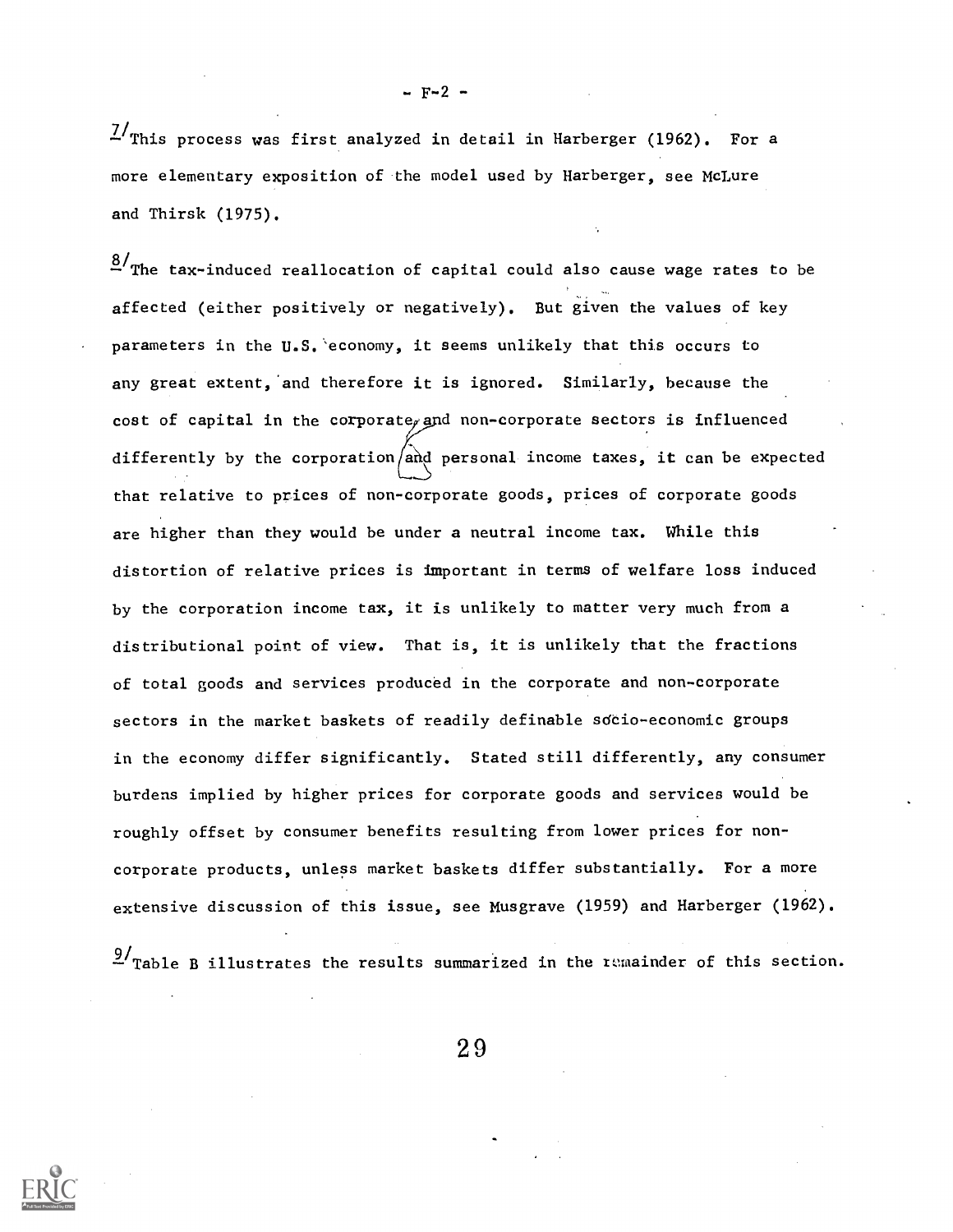[7] This process was first analyzed in detail in Harberger (1962). For a more elementary exposition of the model used by Harberger, see McLure and Thirsk (1975).

[8] The tax-induced reallocation of capital could also cause wage rates to be affected (either positively or negatively). But given the values of key parameters in the U.S. economy, it seems unlikely that this occurs to any great extent, and therefore it is ignored. Similarly, because the cost of capital in the corporate and non-corporate sectors is influenced differently by the corporation and personal income taxes, it can be expected that relative to prices of non-corporate goods, prices of corporate goods are higher than they would be under a neutral income tax. While this distortion of relative prices is important in terms of welfare loss induced by the corporation income tax, it is unlikely to matter very much from a distributional point of view. That is, it is unlikely that the fractions of total goods and services produced in the corporate and non-corporate sectors in the market baskets of readily definable socio-economic groups in the economy differ significantly. Stated still differently, any consumer burdens implied by higher prices for corporate goods and services would be roughly offset by consumer benefits resulting from lower prices for non-corporate products, unless market baskets differ substantially. For a more extensive discussion of this issue, see Musgrave (1959) and Harberger (1962).

[9] Table B illustrates the results summarized in the remainder of this section.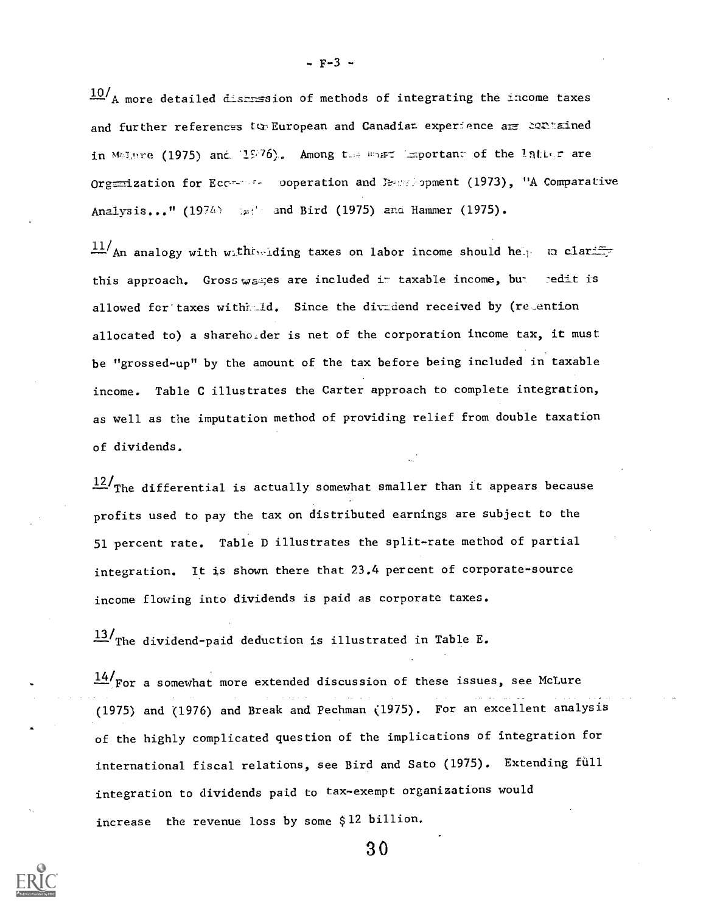[10]A more detailed discussion of methods of integrating the income taxes and further references to European and Canadian experience are contained in McLure (1975) and (1976). Among the most important of the latter are Organization for Economic Cooperation and Development (1973), "A Comparative Analysis..." (1974) and Bird (1975) and Hammer (1975).

[11]An analogy with withholding taxes on labor income should help to clarify this approach. Gross wages are included in taxable income, but credit is allowed for taxes withheld. Since the dividend received by (retention allocated to) a shareholder is net of the corporation income tax, it must be "grossed-up" by the amount of the tax before being included in taxable income. Table C illustrates the Carter approach to complete integration, as well as the imputation method of providing relief from double taxation of dividends.

[12]The differential is actually somewhat smaller than it appears because profits used to pay the tax on distributed earnings are subject to the 51 percent rate. Table D illustrates the split-rate method of partial integration. It is shown there that 23.4 percent of corporate-source income flowing into dividends is paid as corporate taxes.

[13]The dividend-paid deduction is illustrated in Table E.

[14]For a somewhat more extended discussion of these issues, see McLure (1975) and (1976) and Break and Pechman (1975). For an excellent analysis of the highly complicated question of the implications of integration for international fiscal relations, see Bird and Sato (1975). Extending full integration to dividends paid to tax-exempt organizations would increase the revenue loss by some $12 billion.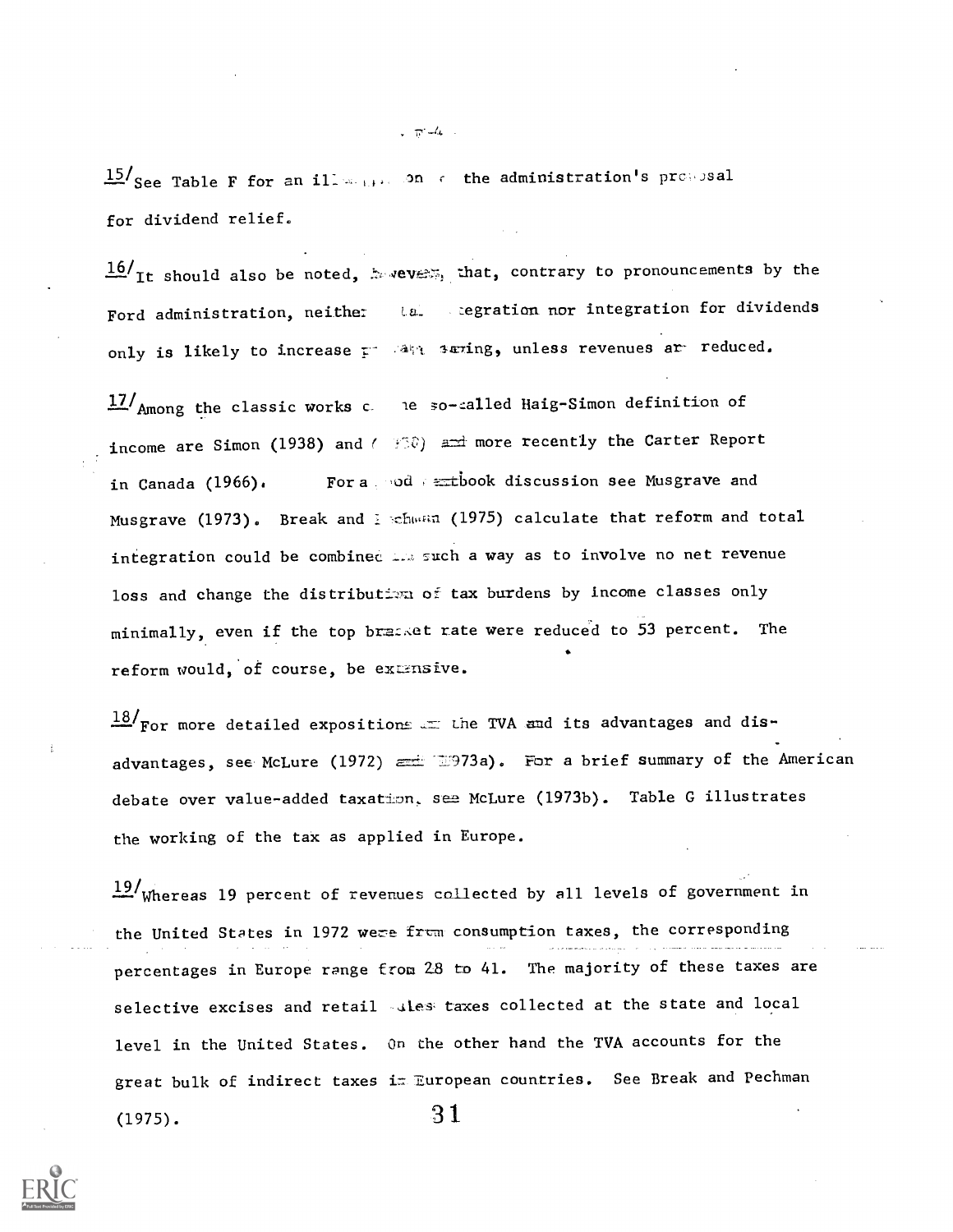[15] See Table F for an illustration of the administration's proposal for dividend relief.

[16] It should also be noted, however, that, contrary to pronouncements by the Ford administration, neither total integration nor integration for dividends only is likely to increase private saving, unless revenues are reduced.

[17] Among the classic works on the so-called Haig-Simon definition of income are Simon (1938) and (1930) and more recently the Carter Report in Canada (1966). For a good textbook discussion see Musgrave and Musgrave (1973). Break and Pechman (1975) calculate that reform and total integration could be combined in such a way as to involve no net revenue loss and change the distribution of tax burdens by income classes only minimally, even if the top bracket rate were reduced to 53 percent. The reform would, of course, be extensive.

[18] For more detailed expositions of the TVA and its advantages and disadvantages, see McLure (1972) and (1973a). For a brief summary of the American debate over value-added taxation, see McLure (1973b). Table G illustrates the working of the tax as applied in Europe.

[19] Whereas 19 percent of revenues collected by all levels of government in the United States in 1972 were from consumption taxes, the corresponding percentages in Europe range from 28 to 41. The majority of these taxes are selective excises and retail sales taxes collected at the state and local level in the United States. On the other hand the TVA accounts for the great bulk of indirect taxes in European countries. See Break and Pechman (1975).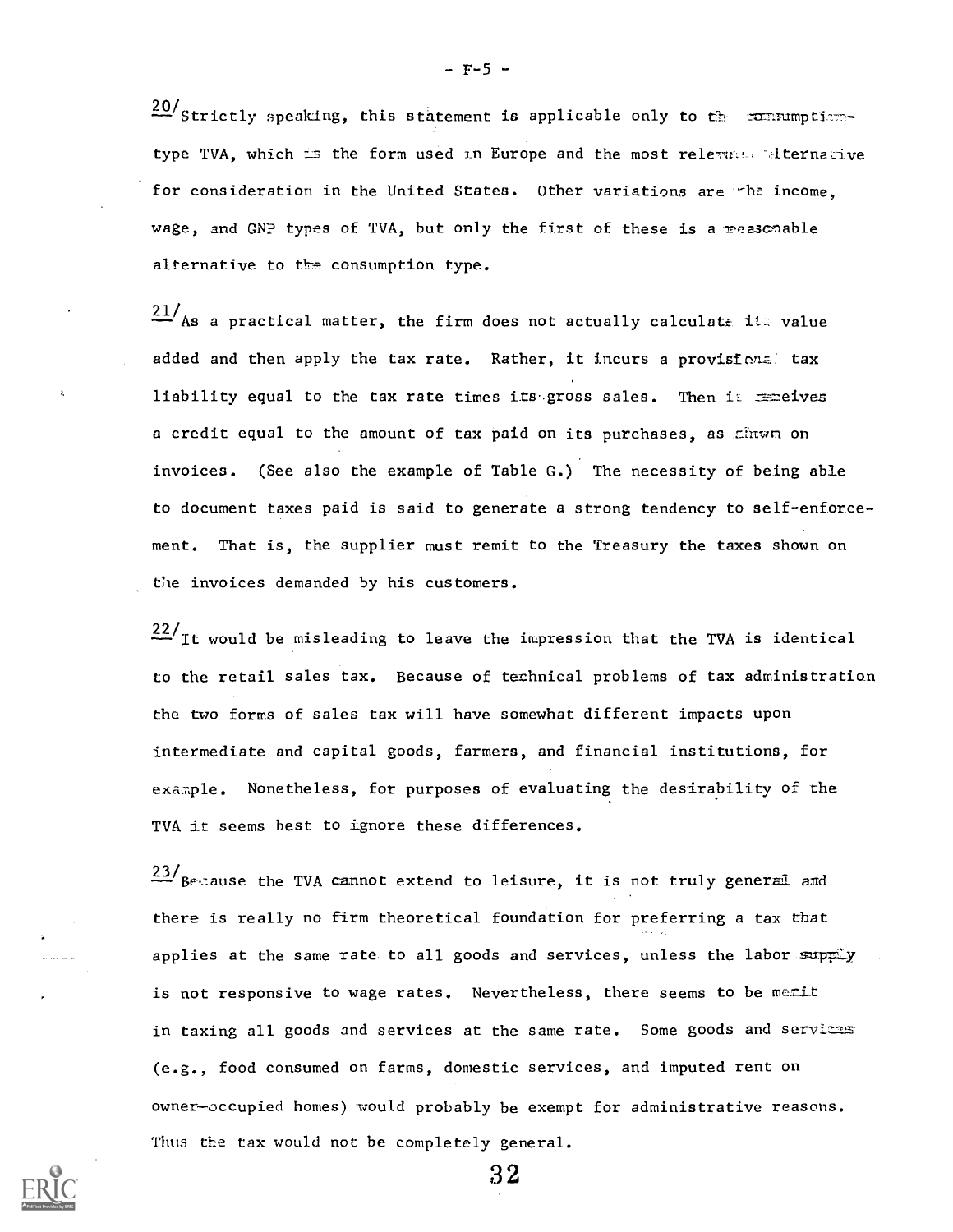[20]Strictly speaking, this statement is applicable only to the consumption-type TVA, which is the form used in Europe and the most relevant alternative for consideration in the United States. Other variations are the income, wage, and GNP types of TVA, but only the first of these is a reasonable alternative to the consumption type.

[21]As a practical matter, the firm does not actually calculate its value added and then apply the tax rate. Rather, it incurs a provisional tax liability equal to the tax rate times its gross sales. Then it receives a credit equal to the amount of tax paid on its purchases, as shown on invoices. (See also the example of Table G.) The necessity of being able to document taxes paid is said to generate a strong tendency to self-enforcement. That is, the supplier must remit to the Treasury the taxes shown on the invoices demanded by his customers.

[22]It would be misleading to leave the impression that the TVA is identical to the retail sales tax. Because of technical problems of tax administration the two forms of sales tax will have somewhat different impacts upon intermediate and capital goods, farmers, and financial institutions, for example. Nonetheless, for purposes of evaluating the desirability of the TVA it seems best to ignore these differences.

[23]Because the TVA cannot extend to leisure, it is not truly general and there is really no firm theoretical foundation for preferring a tax that applies at the same rate to all goods and services, unless the labor supply is not responsive to wage rates. Nevertheless, there seems to be merit in taxing all goods and services at the same rate. Some goods and services (e.g., food consumed on farms, domestic services, and imputed rent on owner-occupied homes) would probably be exempt for administrative reasons. Thus the tax would not be completely general.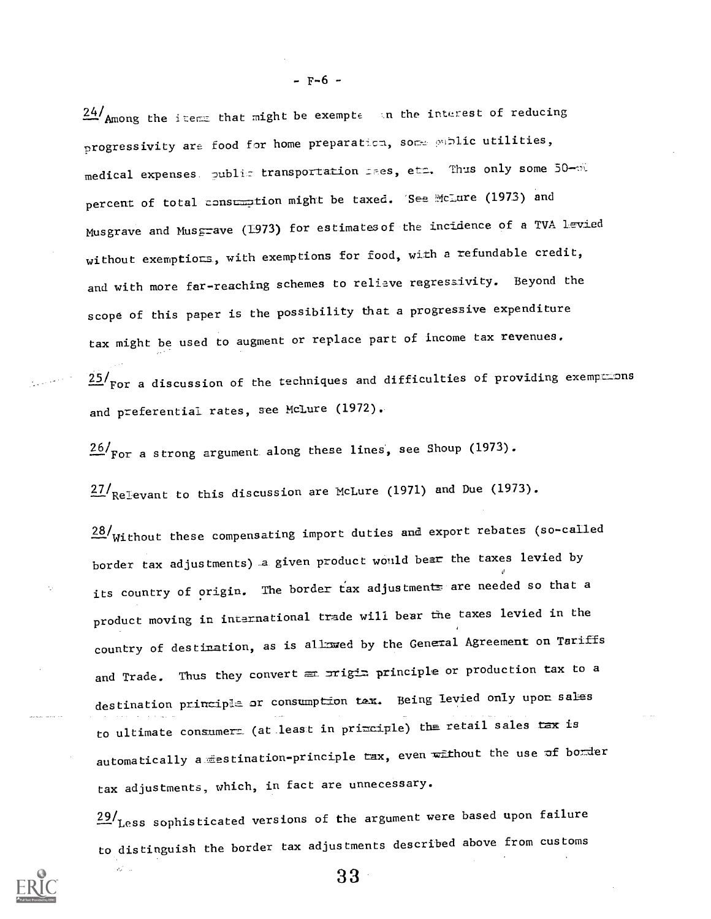24/Among the items that might be exempted in the interest of reducing progressivity are food for home preparation, some public utilities, medical expenses, public transportation fees, etc. Thus only some 50-60 percent of total consumption might be taxed. See McLure (1973) and Musgrave and Musgrave (1973) for estimates of the incidence of a TVA levied without exemptions, with exemptions for food, with a refundable credit, and with more far-reaching schemes to relieve regressivity. Beyond the scope of this paper is the possibility that a progressive expenditure tax might be used to augment or replace part of income tax revenues.

25/For a discussion of the techniques and difficulties of providing exemptions and preferential rates, see McLure (1972).

26/For a strong argument along these lines, see Shoup (1973).

27/Relevant to this discussion are McLure (1971) and Due (1973).

28/Without these compensating import duties and export rebates (so-called border tax adjustments) a given product would bear the taxes levied by its country of origin. The border tax adjustments are needed so that a product moving in international trade will bear the taxes levied in the country of destination, as is allowed by the General Agreement on Tariffs and Trade. Thus they convert an origin principle or production tax to a destination principle or consumption tax. Being levied only upon sales to ultimate consumers (at least in principle) the retail sales tax is automatically a destination-principle tax, even without the use of border tax adjustments, which, in fact are unnecessary.

29/Less sophisticated versions of the argument were based upon failure to distinguish the border tax adjustments described above from customs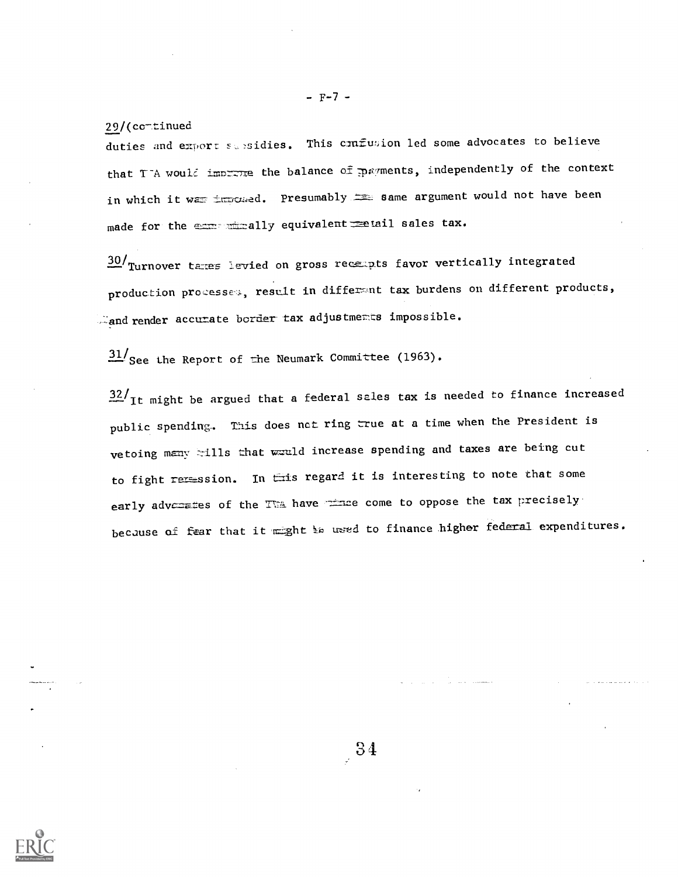29/(continued

duties and export subsidies. This confusion led some advocates to believe that TVA would improve the balance of payments, independently of the context in which it was imposed. Presumably the same argument would not have been made for the economically equivalent retail sales tax.

30/Turnover taxes levied on gross receipts favor vertically integrated production processes, result in different tax burdens on different products, and render accurate border tax adjustments impossible.

31/See the Report of the Neumark Committee (1963).

32/It might be argued that a federal sales tax is needed to finance increased public spending. This does not ring true at a time when the President is vetoing many bills that would increase spending and taxes are being cut to fight recession. In this regard it is interesting to note that some early advocates of the TVA have since come to oppose the tax precisely because of fear that it might be used to finance higher federal expenditures.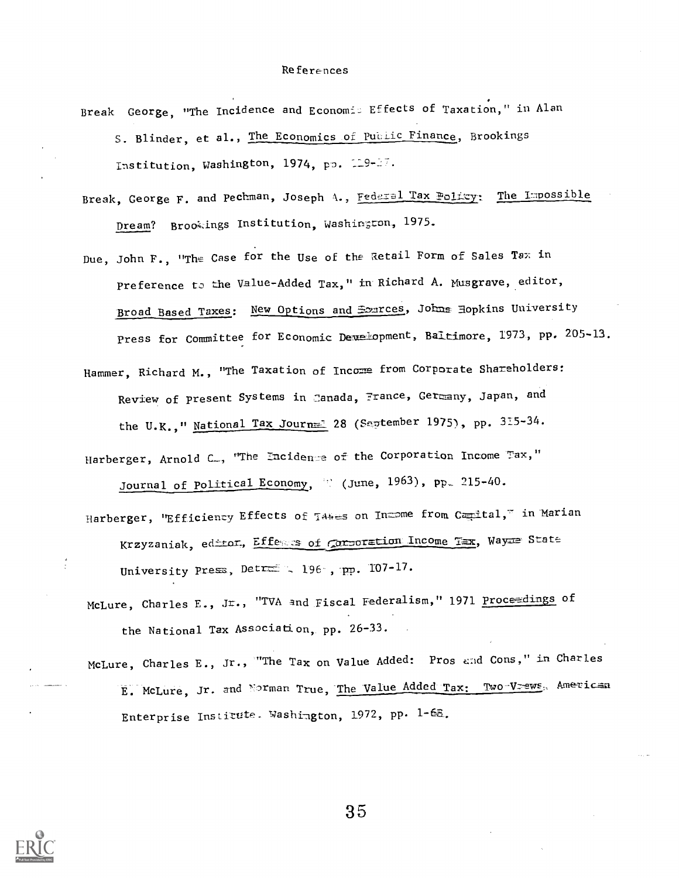# References

Break George, "The Incidence and Economic Effects of Taxation," in Alan S. Blinder, et al., The Economics of Public Finance, Brookings Institution, Washington, 1974, pp. 119-27.

Break, George F. and Pechman, Joseph A., Federal Tax Policy: The Impossible Dream? Brookings Institution, Washington, 1975.

Due, John F., "The Case for the Use of the Retail Form of Sales Tax in Preference to the Value-Added Tax," in Richard A. Musgrave, editor, Broad Based Taxes: New Options and Sources, Johns Hopkins University Press for Committee for Economic Development, Baltimore, 1973, pp. 205-13.

Hammer, Richard M., "The Taxation of Income from Corporate Shareholders: Review of Present Systems in Canada, France, Germany, Japan, and the U.K.," National Tax Journal 28 (September 1975), pp. 315-34.

Harberger, Arnold C., "The Incidence of the Corporation Income Tax," Journal of Political Economy, ? (June, 1963), pp. 215-40.

Harberger, "Efficiency Effects of Taxes on Income from Capital," in Marian Krzyzaniak, editor, Effects of Corporation Income Tax, Wayne State University Press, Detroit, 196?, pp. 107-17.

McLure, Charles E., Jr., "TVA and Fiscal Federalism," 1971 Proceedings of the National Tax Association, pp. 26-33.

McLure, Charles E., Jr., "The Tax on Value Added: Pros and Cons," in Charles E. McLure, Jr. and Norman True, The Value Added Tax: Two Views, American Enterprise Institute, Washington, 1972, pp. 1-68.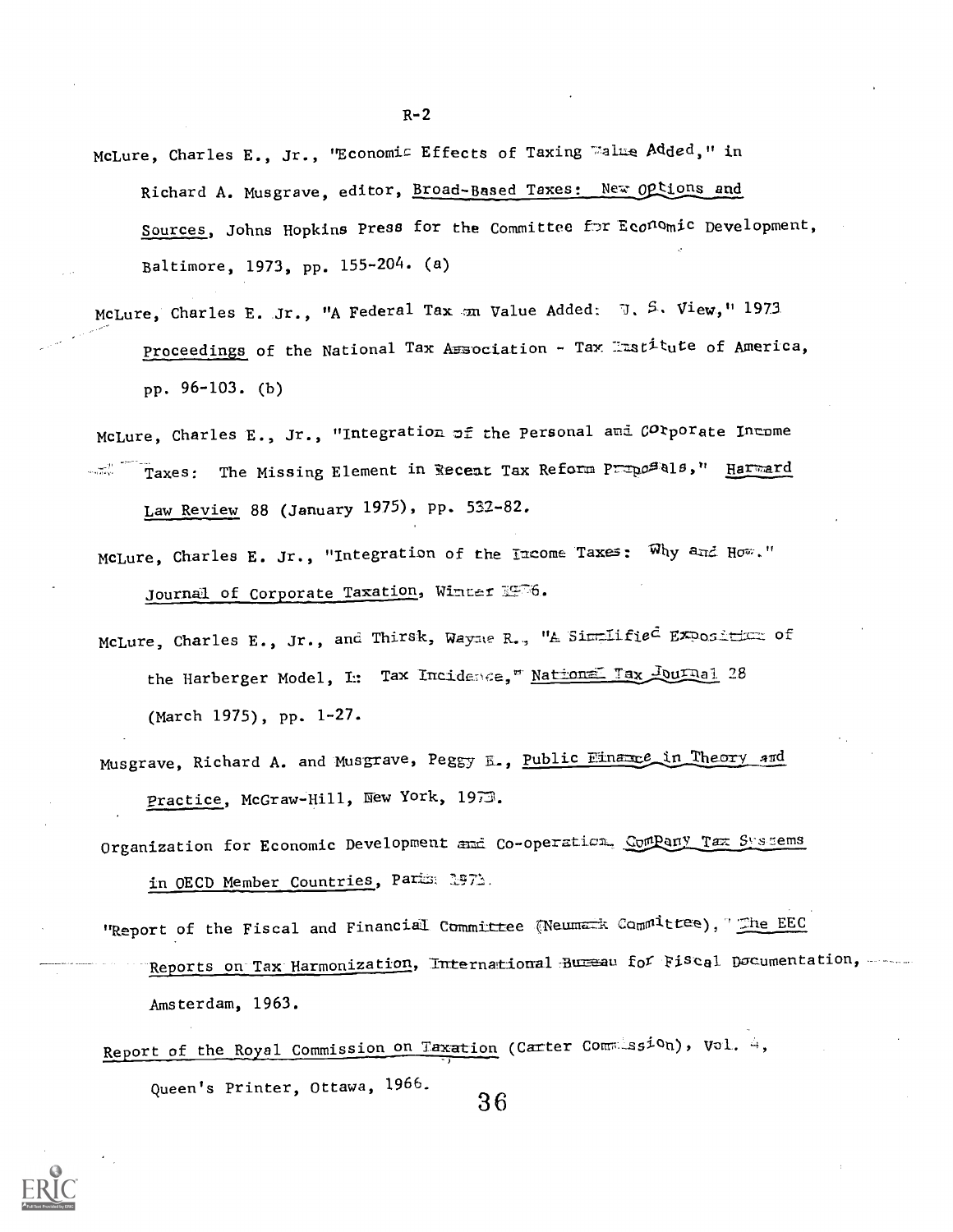McLure, Charles E., Jr., "Economic Effects of Taxing Value Added," in Richard A. Musgrave, editor, Broad-Based Taxes: New Options and Sources, Johns Hopkins Press for the Committee for Economic Development, Baltimore, 1973, pp. 155-204. (a)

McLure, Charles E. Jr., "A Federal Tax on Value Added: U. S. View," 1973 Proceedings of the National Tax Association - Tax Institute of America, pp. 96-103. (b)

McLure, Charles E., Jr., "Integration of the Personal and Corporate Income Taxes: The Missing Element in Recent Tax Reform Proposals," Harvard Law Review 88 (January 1975), pp. 532-82.

McLure, Charles E. Jr., "Integration of the Income Taxes: Why and How." Journal of Corporate Taxation, Winter 1976.

McLure, Charles E., Jr., and Thirsk, Wayne R., "A Simplified Exposition of the Harberger Model, I: Tax Incidence," National Tax Journal 28 (March 1975), pp. 1-27.

Musgrave, Richard A. and Musgrave, Peggy B., Public Finance in Theory and Practice, McGraw-Hill, New York, 1973.

Organization for Economic Development and Co-operation, Company Tax Systems in OECD Member Countries, Paris 1973.

"Report of the Fiscal and Financial Committee (Neumark Committee)," The EEC Reports on Tax Harmonization, International Bureau for Fiscal Documentation, Amsterdam, 1963.

Report of the Royal Commission on Taxation (Carter Commission), Vol. 4, Queen's Printer, Ottawa, 1966.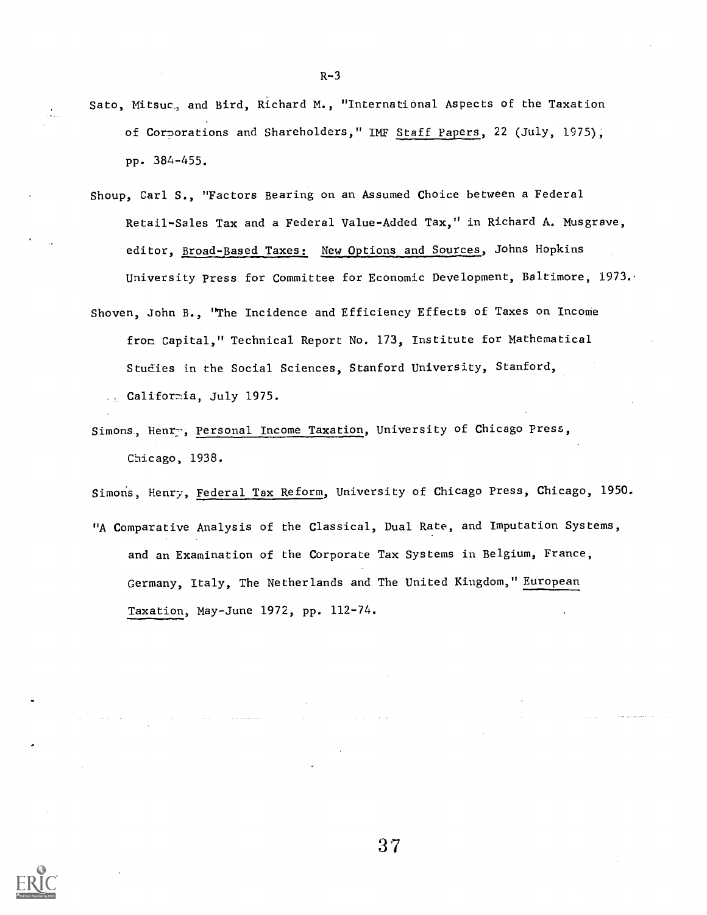Sato, Mitsuo, and Bird, Richard M., "International Aspects of the Taxation of Corporations and Shareholders," IMF Staff Papers, 22 (July, 1975), pp. 384-455.

Shoup, Carl S., "Factors Bearing on an Assumed Choice between a Federal Retail-Sales Tax and a Federal Value-Added Tax," in Richard A. Musgrave, editor, Broad-Based Taxes: New Options and Sources, Johns Hopkins University Press for Committee for Economic Development, Baltimore, 1973.

Shoven, John B., "The Incidence and Efficiency Effects of Taxes on Income from Capital," Technical Report No. 173, Institute for Mathematical Studies in the Social Sciences, Stanford University, Stanford, California, July 1975.

Simons, Henry, Personal Income Taxation, University of Chicago Press, Chicago, 1938.

Simons, Henry, Federal Tax Reform, University of Chicago Press, Chicago, 1950.

"A Comparative Analysis of the Classical, Dual Rate, and Imputation Systems, and an Examination of the Corporate Tax Systems in Belgium, France, Germany, Italy, The Netherlands and The United Kingdom," European Taxation, May-June 1972, pp. 112-74.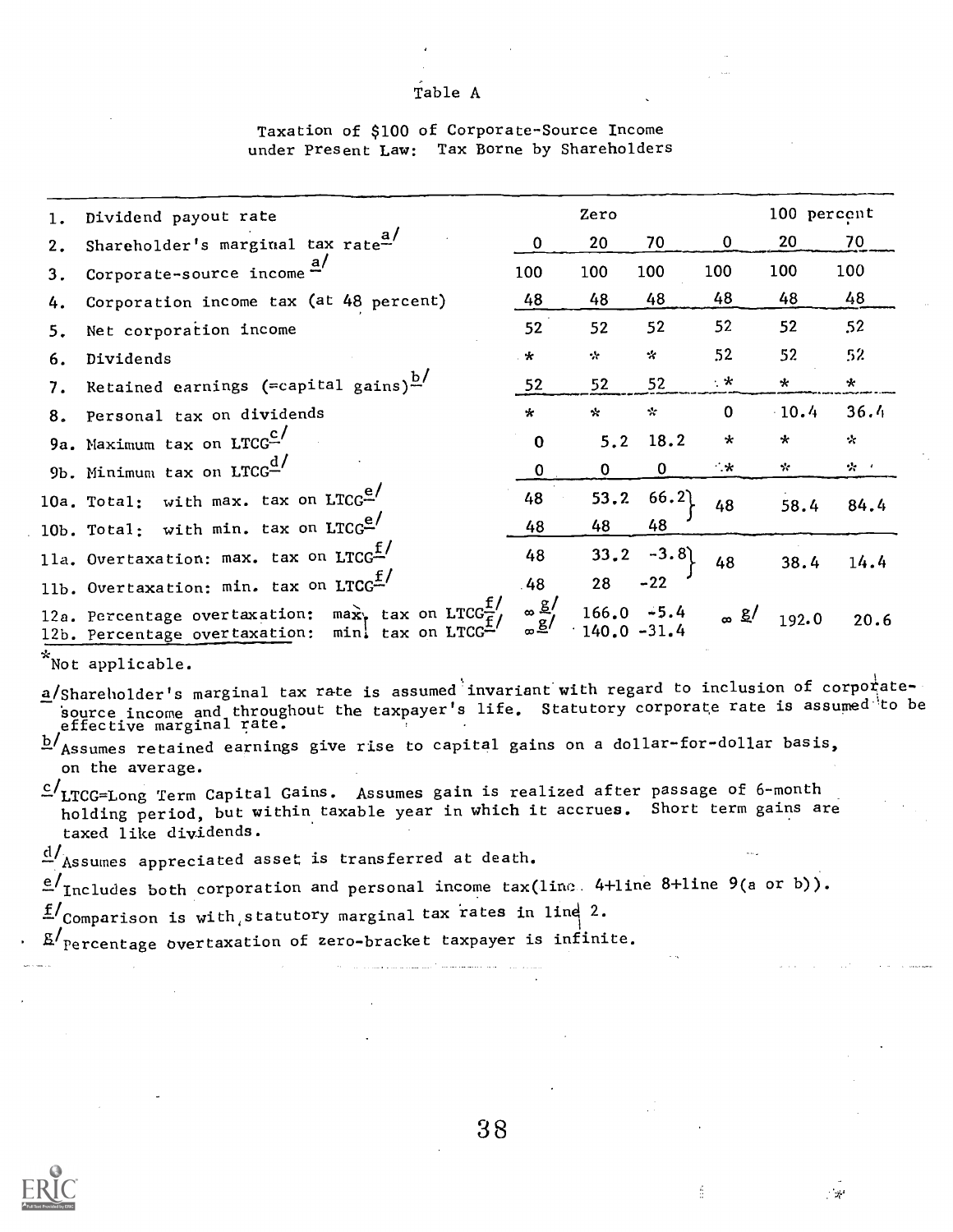Table A

Taxation of $100 of Corporate-Source Income under Present Law: Tax Borne by Shareholders

| | | Zero | | | 100 percent | | |
|---|---|---|---|---|---|---|---|
| 1. | Dividend payout rate | | | | | | |
| 2. | Shareholder's marginal tax rate[a] | 0 | 20 | 70 | 0 | 20 | 70 |
| 3. | Corporate-source income[a] | 100 | 100 | 100 | 100 | 100 | 100 |
| 4. | Corporation income tax (at 48 percent) | 48 | 48 | 48 | 48 | 48 | 48 |
| 5. | Net corporation income | 52 | 52 | 52 | 52 | 52 | 52 |
| 6. | Dividends | * | * | * | 52 | 52 | 52 |
| 7. | Retained earnings (=capital gains)[b] | 52 | 52 | 52 | * | * | * |
| 8. | Personal tax on dividends | * | * | * | 0 | 10.4 | 36.4 |
| 9a. | Maximum tax on LTCG[c] | 0 | 5.2 | 18.2 | * | * | * |
| 9b. | Minimum tax on LTCG[d] | 0 | 0 | 0 | * | * | * |
| 10a. | Total: with max. tax on LTCG[e] | 48 | 53.2 | 66.2 | 48 | 58.4 | 84.4 |
| 10b. | Total: with min. tax on LTCG[e] | 48 | 48 | 48 | | | |
| 11a. | Overtaxation: max. tax on LTCG[f] | 48 | 33.2 | -3.8 | 48 | 38.4 | 14.4 |
| 11b. | Overtaxation: min. tax on LTCG[f] | 48 | 28 | -22 | | | |
| 12a. | Percentage overtaxation: max. tax on LTCG[f] | ∞[g] | 166.0 | -5.4 | ∞[g] | 192.0 | 20.6 |
| 12b. | Percentage overtaxation: min. tax on LTCG[f] | ∞[g] | 140.0 | -31.4 | | | |

*Not applicable.

[a] Shareholder's marginal tax rate is assumed invariant with regard to inclusion of corporate-source income and throughout the taxpayer's life. Statutory corporate rate is assumed to be effective marginal rate.

[b] Assumes retained earnings give rise to capital gains on a dollar-for-dollar basis, on the average.

[c] LTCG=Long Term Capital Gains. Assumes gain is realized after passage of 6-month holding period, but within taxable year in which it accrues. Short term gains are taxed like dividends.

[d] Assumes appreciated asset is transferred at death.

[e] Includes both corporation and personal income tax(line 4+line 8+line 9(a or b)).

[f] Comparison is with statutory marginal tax rates in line 2.

[g] Percentage overtaxation of zero-bracket taxpayer is infinite.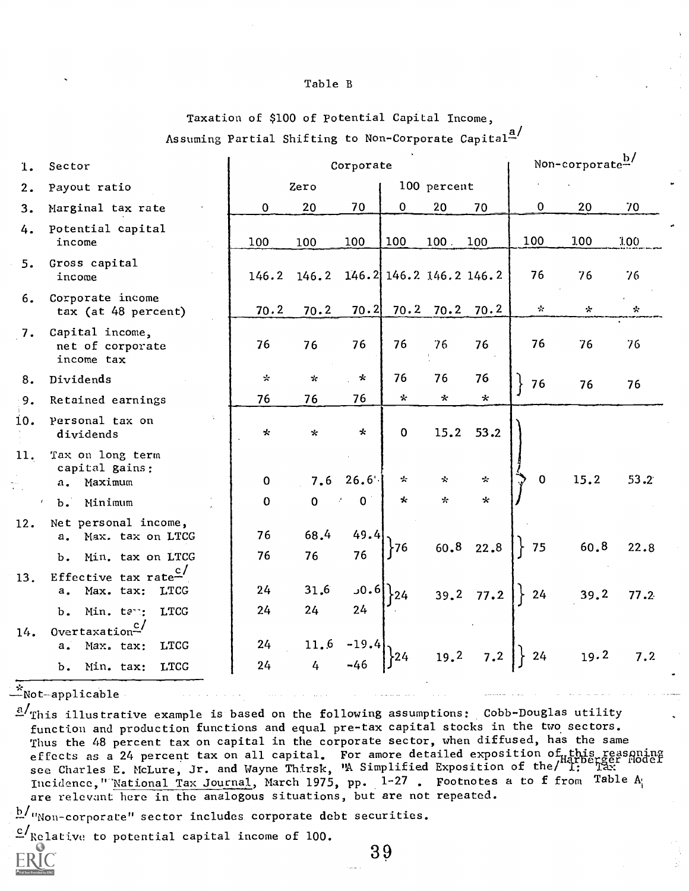Table B

Taxation of $100 of Potential Capital Income, Assuming Partial Shifting to Non-Corporate Capital[a]

| | | Corporate | | | | | | Non-corporate[b] | | |
|---|---|---|---|---|---|---|---|---|---|---|
| 1. | Sector | | | | | | | | | |
| 2. | Payout ratio | Zero | | | 100 percent | | | | | |
| 3. | Marginal tax rate | 0 | 20 | 70 | 0 | 20 | 70 | 0 | 20 | 70 |
| 4. | Potential capital income | 100 | 100 | 100 | 100 | 100 | 100 | 100 | 100 | 100 |
| 5. | Gross capital income | 146.2 | 146.2 | 146.2 | 146.2 | 146.2 | 146.2 | 76 | 76 | 76 |
| 6. | Corporate income tax (at 48 percent) | 70.2 | 70.2 | 70.2 | 70.2 | 70.2 | 70.2 | * | * | * |
| 7. | Capital income, net of corporate income tax | 76 | 76 | 76 | 76 | 76 | 76 | 76 | 76 | 76 |
| 8. | Dividends | * | * | * | 76 | 76 | 76 | 76 | 76 | 76 |
| 9. | Retained earnings | 76 | 76 | 76 | * | * | * | | | |
| 10. | Personal tax on dividends | * | * | * | 0 | 15.2 | 53.2 | | | |
| 11. | Tax on long term capital gains: | | | | | | | | | |
| | a. Maximum | 0 | 7.6 | 26.6 | * | * | * | 0 | 15.2 | 53.2 |
| | b. Minimum | 0 | 0 | 0 | * | * | * | | | |
| 12. | Net personal income, | | | | | | | | | |
| | a. Max. tax on LTCG | 76 | 68.4 | 49.4 | 76 | 60.8 | 22.8 | 75 | 60.8 | 22.8 |
| | b. Min. tax on LTCG | 76 | 76 | 76 | | | | | | |
| 13. | Effective tax rate[c] | | | | | | | | | |
| | a. Max. tax: LTCG | 24 | 31.6 | 50.6 | 24 | 39.2 | 77.2 | 24 | 39.2 | 77.2 |
| | b. Min. tax: LTCG | 24 | 24 | 24 | | | | | | |
| 14. | Overtaxation[c] | | | | | | | | | |
| | a. Max. tax: LTCG | 24 | 11.6 | -19.4 | 24 | 19.2 | 7.2 | 24 | 19.2 | 7.2 |
| | b. Min. tax: LTCG | 24 | 4 | -46 | | | | | | |

*Not-applicable

[a] This illustrative example is based on the following assumptions: Cobb-Douglas utility function and production functions and equal pre-tax capital stocks in the two sectors. Thus the 48 percent tax on capital in the corporate sector, when diffused, has the same effects as a 24 percent tax on all capital. For amore detailed exposition of this reasoning see Charles E. McLure, Jr. and Wayne Thirsk, "A Simplified Exposition of the Harberger Model I: Tax Incidence," National Tax Journal, March 1975, pp. 1-27 . Footnotes a to f from Table A are relevant here in the analogous situations, but are not repeated.

[b] "Non-corporate" sector includes corporate debt securities.

[c] Relative to potential capital income of 100.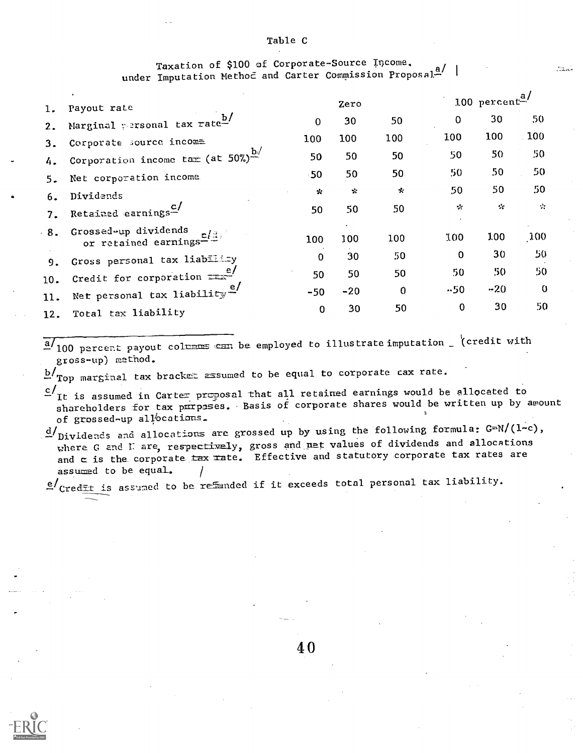Table C

Taxation of $100 of Corporate-Source Income, under Imputation Method and Carter Commission Proposal[a/]

| | | Zero | | | 100 percent[a/] | | |
|---|---|---|---|---|---|---|---|
| 1. | Payout rate | | | | | | |
| 2. | Marginal personal tax rate[b/] | 0 | 30 | 50 | 0 | 30 | 50 |
| 3. | Corporate source income | 100 | 100 | 100 | 100 | 100 | 100 |
| 4. | Corporation income tax (at 50%)[b/] | 50 | 50 | 50 | 50 | 50 | 50 |
| 5. | Net corporation income | 50 | 50 | 50 | 50 | 50 | 50 |
| 6. | Dividends | * | * | * | 50 | 50 | 50 |
| 7. | Retained earnings[c/] | 50 | 50 | 50 | * | * | * |
| 8. | Grossed-up dividends or retained earnings[c/d/] | 100 | 100 | 100 | 100 | 100 | 100 |
| 9. | Gross personal tax liability | 0 | 30 | 50 | 0 | 30 | 50 |
| 10. | Credit for corporation tax[e/] | 50 | 50 | 50 | 50 | 50 | 50 |
| 11. | Net personal tax liability[e/] | -50 | -20 | 0 | -50 | -20 | 0 |
| 12. | Total tax liability | 0 | 30 | 50 | 0 | 30 | 50 |

[a/] 100 percent payout columns can be employed to illustrate imputation (credit with gross-up) method.

[b/] Top marginal tax bracket assumed to be equal to corporate tax rate.

[c/] It is assumed in Carter proposal that all retained earnings would be allocated to shareholders for tax purposes. Basis of corporate shares would be written up by amount of grossed-up allocations.

[d/] Dividends and allocations are grossed up by using the following formula: $G=N/(1-c)$, where G and N are, respectively, gross and net values of dividends and allocations and c is the corporate tax rate. Effective and statutory corporate tax rates are assumed to be equal.

[e/] Credit is assumed to be refunded if it exceeds total personal tax liability.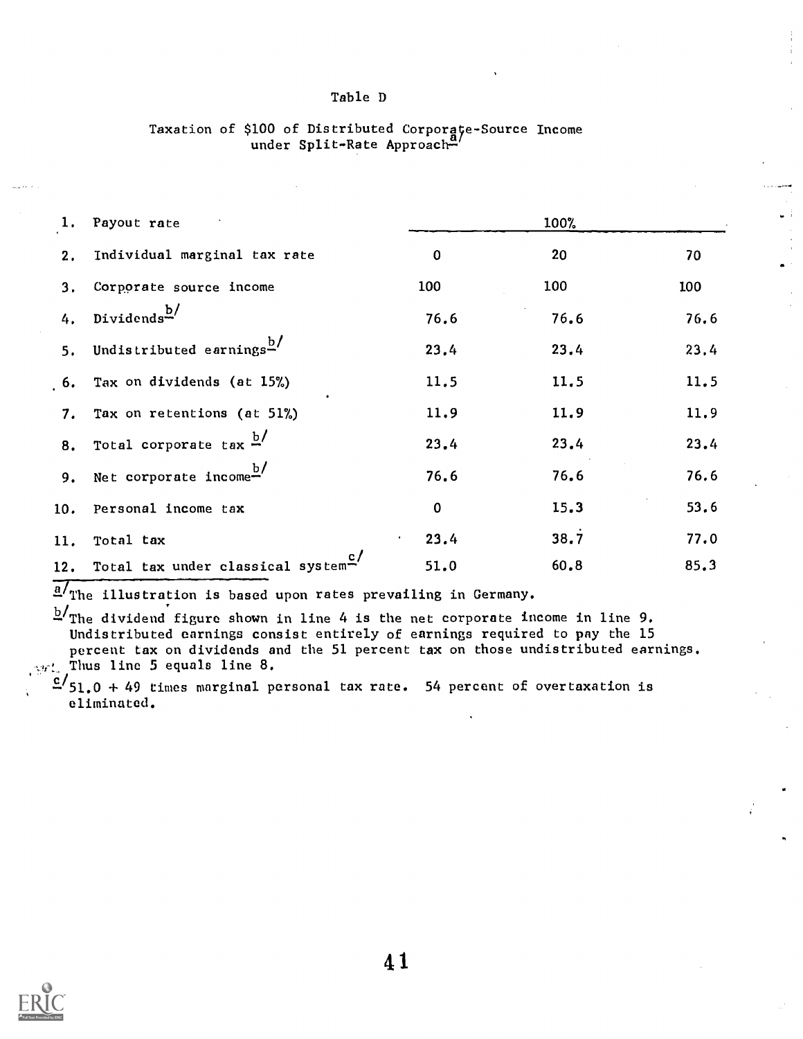Table D

Taxation of $100 of Distributed Corporate-Source Income under Split-Rate Approach[a]

| | | | | |
|---|---|---|---|---|
| 1. | Payout rate | | 100% | |
| 2. | Individual marginal tax rate | 0 | 20 | 70 |
| 3. | Corporate source income | 100 | 100 | 100 |
| 4. | Dividends[b] | 76.6 | 76.6 | 76.6 |
| 5. | Undistributed earnings[b] | 23.4 | 23.4 | 23.4 |
| 6. | Tax on dividends (at 15%) | 11.5 | 11.5 | 11.5 |
| 7. | Tax on retentions (at 51%) | 11.9 | 11.9 | 11.9 |
| 8. | Total corporate tax [b] | 23.4 | 23.4 | 23.4 |
| 9. | Net corporate income[b] | 76.6 | 76.6 | 76.6 |
| 10. | Personal income tax | 0 | 15.3 | 53.6 |
| 11. | Total tax | 23.4 | 38.7 | 77.0 |
| 12. | Total tax under classical system[c] | 51.0 | 60.8 | 85.3 |

[a] The illustration is based upon rates prevailing in Germany.

[b] The dividend figure shown in line 4 is the net corporate income in line 9. Undistributed earnings consist entirely of earnings required to pay the 15 percent tax on dividends and the 51 percent tax on those undistributed earnings. Thus line 5 equals line 8.

[c] 51.0 + 49 times marginal personal tax rate. 54 percent of overtaxation is eliminated.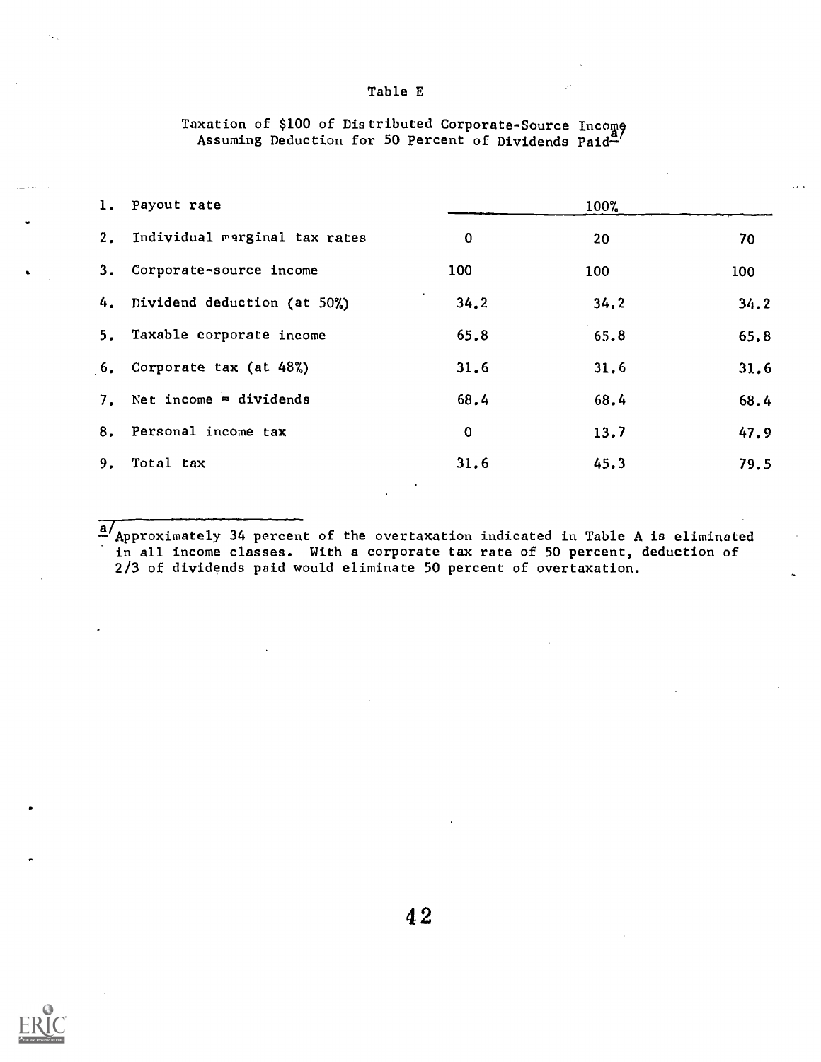Table E

Taxation of $100 of Distributed Corporate-Source Income Assuming Deduction for 50 Percent of Dividends Paid[a]

| | | | | |
|---|---|---|---|---|
| 1. | Payout rate | | 100% | |
| 2. | Individual marginal tax rates | 0 | 20 | 70 |
| 3. | Corporate-source income | 100 | 100 | 100 |
| 4. | Dividend deduction (at 50%) | 34.2 | 34.2 | 34.2 |
| 5. | Taxable corporate income | 65.8 | 65.8 | 65.8 |
| 6. | Corporate tax (at 48%) | 31.6 | 31.6 | 31.6 |
| 7. | Net income = dividends | 68.4 | 68.4 | 68.4 |
| 8. | Personal income tax | 0 | 13.7 | 47.9 |
| 9. | Total tax | 31.6 | 45.3 | 79.5 |

[a] Approximately 34 percent of the overtaxation indicated in Table A is eliminated in all income classes. With a corporate tax rate of 50 percent, deduction of 2/3 of dividends paid would eliminate 50 percent of overtaxation.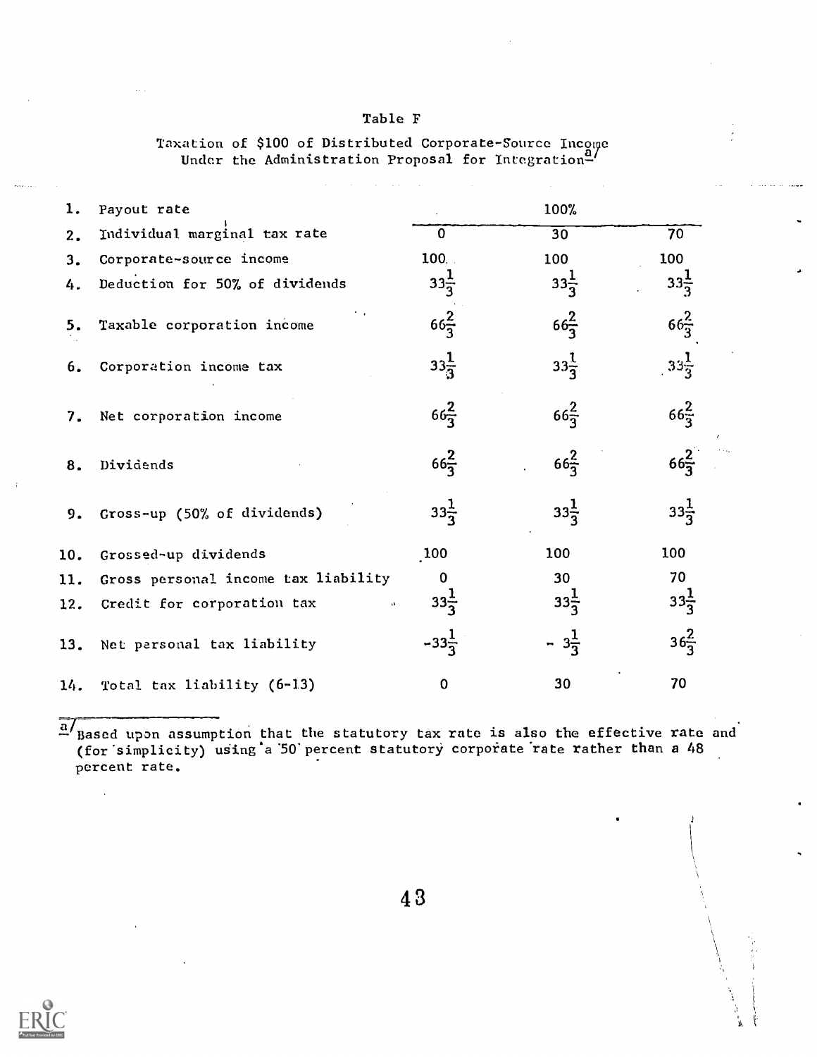# Table F

Taxation of $100 of Distributed Corporate-Source Income Under the Administration Proposal for Integration[a]

| | | | | |
|---|---|---|---|---|
| 1. | Payout rate | | 100% | |
| 2. | Individual marginal tax rate | 0 | 30 | 70 |
| 3. | Corporate-source income | 100 | 100 | 100 |
| 4. | Deduction for 50% of dividends | $33\frac{1}{3}$ | $33\frac{1}{3}$ | $33\frac{1}{3}$ |
| 5. | Taxable corporation income | $66\frac{2}{3}$ | $66\frac{2}{3}$ | $66\frac{2}{3}$ |
| 6. | Corporation income tax | $33\frac{1}{3}$ | $33\frac{1}{3}$ | $33\frac{1}{3}$ |
| 7. | Net corporation income | $66\frac{2}{3}$ | $66\frac{2}{3}$ | $66\frac{2}{3}$ |
| 8. | Dividends | $66\frac{2}{3}$ | $66\frac{2}{3}$ | $66\frac{2}{3}$ |
| 9. | Gross-up (50% of dividends) | $33\frac{1}{3}$ | $33\frac{1}{3}$ | $33\frac{1}{3}$ |
| 10. | Grossed-up dividends | 100 | 100 | 100 |
| 11. | Gross personal income tax liability | 0 | 30 | 70 |
| 12. | Credit for corporation tax | $33\frac{1}{3}$ | $33\frac{1}{3}$ | $33\frac{1}{3}$ |
| 13. | Net personal tax liability | $-33\frac{1}{3}$ | $-3\frac{1}{3}$ | $36\frac{2}{3}$ |
| 14. | Total tax liability (6-13) | 0 | 30 | 70 |

[a] Based upon assumption that the statutory tax rate is also the effective rate and (for simplicity) using a 50 percent statutory corporate rate rather than a 48 percent rate.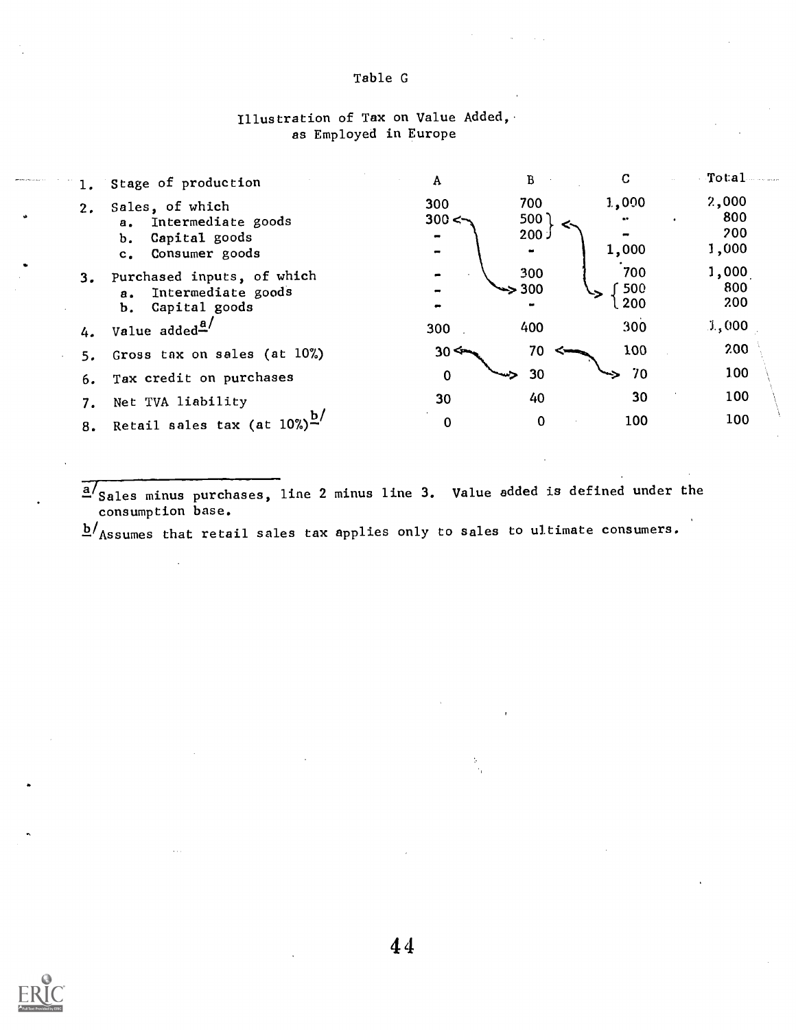Table G

Illustration of Tax on Value Added, as Employed in Europe

| | | A | B | C | Total |
|---|---|---|---|---|---|
| 1. | Stage of production | A | B | C | Total |
| 2. | Sales, of which | 300 | 700 | 1,000 | 2,000 |
| | a. Intermediate goods | 300 | 500 | - | 800 |
| | b. Capital goods | - | 200 | - | 200 |
| | c. Consumer goods | - | - | 1,000 | 1,000 |
| 3. | Purchased inputs, of which | - | 300 | 700 | 1,000 |
| | a. Intermediate goods | - | 300 | 500 | 800 |
| | b. Capital goods | - | - | 200 | 200 |
| 4. | Value added[a] | 300 | 400 | 300 | 1,000 |
| 5. | Gross tax on sales (at 10%) | 30 | 70 | 100 | 200 |
| 6. | Tax credit on purchases | 0 | 30 | 70 | 100 |
| 7. | Net TVA liability | 30 | 40 | 30 | 100 |
| 8. | Retail sales tax (at 10%)[b] | 0 | 0 | 100 | 100 |

[a] Sales minus purchases, line 2 minus line 3. Value added is defined under the consumption base.

[b] Assumes that retail sales tax applies only to sales to ultimate consumers.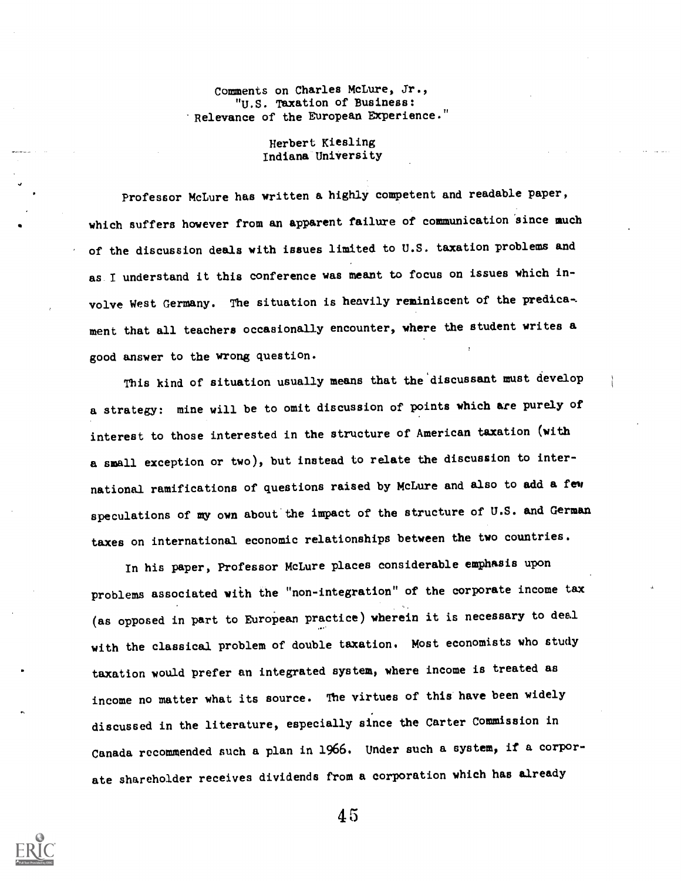Comments on Charles McLure, Jr., "U.S. Taxation of Business: Relevance of the European Experience."

Herbert Kiesling
Indiana University

Professor McLure has written a highly competent and readable paper, which suffers however from an apparent failure of communication since much of the discussion deals with issues limited to U.S. taxation problems and as I understand it this conference was meant to focus on issues which involve West Germany. The situation is heavily reminiscent of the predicament that all teachers occasionally encounter, where the student writes a good answer to the wrong question.

This kind of situation usually means that the discussant must develop a strategy: mine will be to omit discussion of points which are purely of interest to those interested in the structure of American taxation (with a small exception or two), but instead to relate the discussion to international ramifications of questions raised by McLure and also to add a few speculations of my own about the impact of the structure of U.S. and German taxes on international economic relationships between the two countries.

In his paper, Professor McLure places considerable emphasis upon problems associated with the "non-integration" of the corporate income tax (as opposed in part to European practice) wherein it is necessary to deal with the classical problem of double taxation. Most economists who study taxation would prefer an integrated system, where income is treated as income no matter what its source. The virtues of this have been widely discussed in the literature, especially since the Carter Commission in Canada recommended such a plan in 1966. Under such a system, if a corporate shareholder receives dividends from a corporation which has already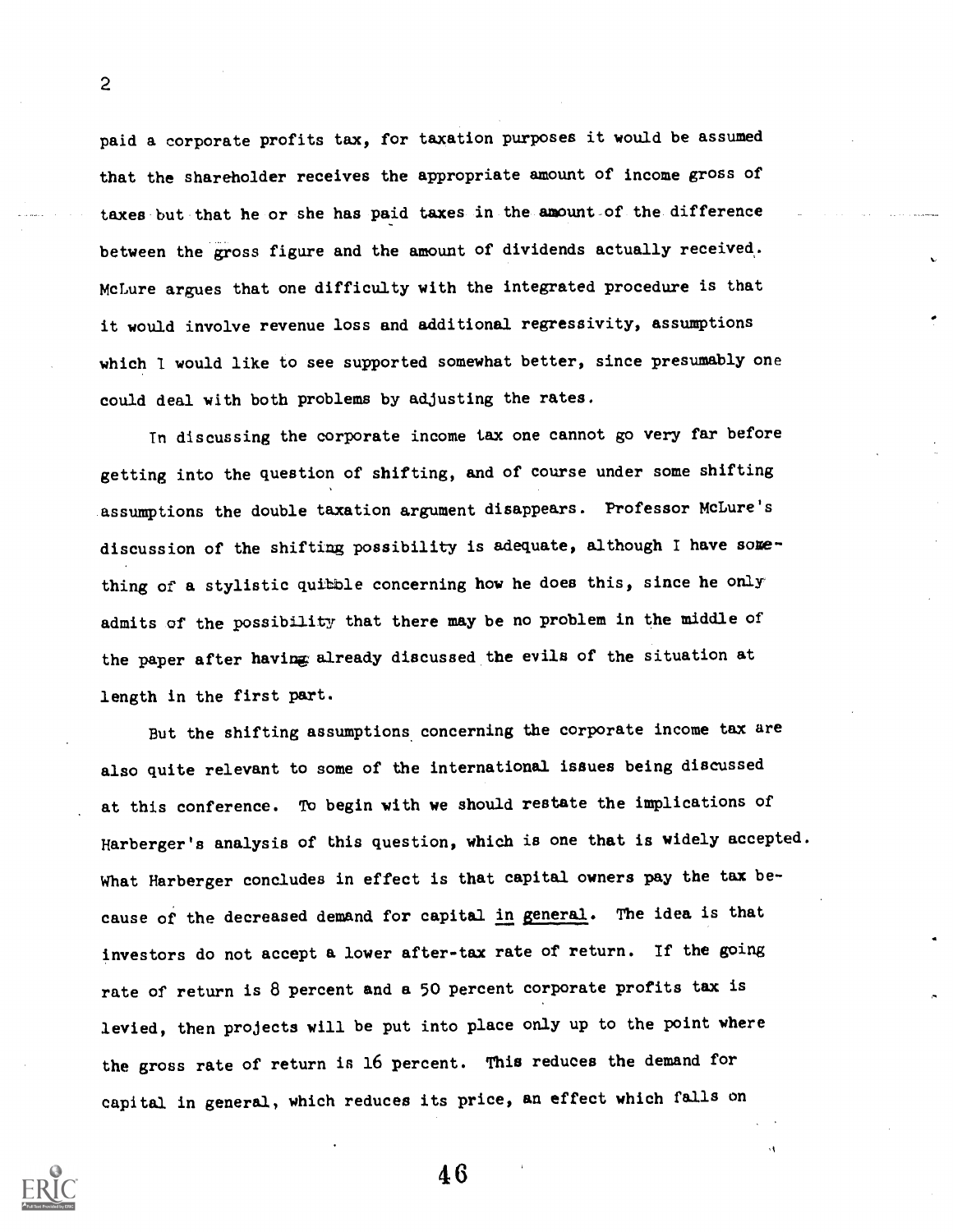paid a corporate profits tax, for taxation purposes it would be assumed that the shareholder receives the appropriate amount of income gross of taxes but that he or she has paid taxes in the amount of the difference between the gross figure and the amount of dividends actually received. McLure argues that one difficulty with the integrated procedure is that it would involve revenue loss and additional regressivity, assumptions which I would like to see supported somewhat better, since presumably one could deal with both problems by adjusting the rates.

In discussing the corporate income tax one cannot go very far before getting into the question of shifting, and of course under some shifting assumptions the double taxation argument disappears. Professor McLure's discussion of the shifting possibility is adequate, although I have something of a stylistic quibble concerning how he does this, since he only admits of the possibility that there may be no problem in the middle of the paper after having already discussed the evils of the situation at length in the first part.

But the shifting assumptions concerning the corporate income tax are also quite relevant to some of the international issues being discussed at this conference. To begin with we should restate the implications of Harberger's analysis of this question, which is one that is widely accepted. What Harberger concludes in effect is that capital owners pay the tax because of the decreased demand for capital <u>in general</u>. The idea is that investors do not accept a lower after-tax rate of return. If the going rate of return is 8 percent and a 50 percent corporate profits tax is levied, then projects will be put into place only up to the point where the gross rate of return is 16 percent. This reduces the demand for capital in general, which reduces its price, an effect which falls on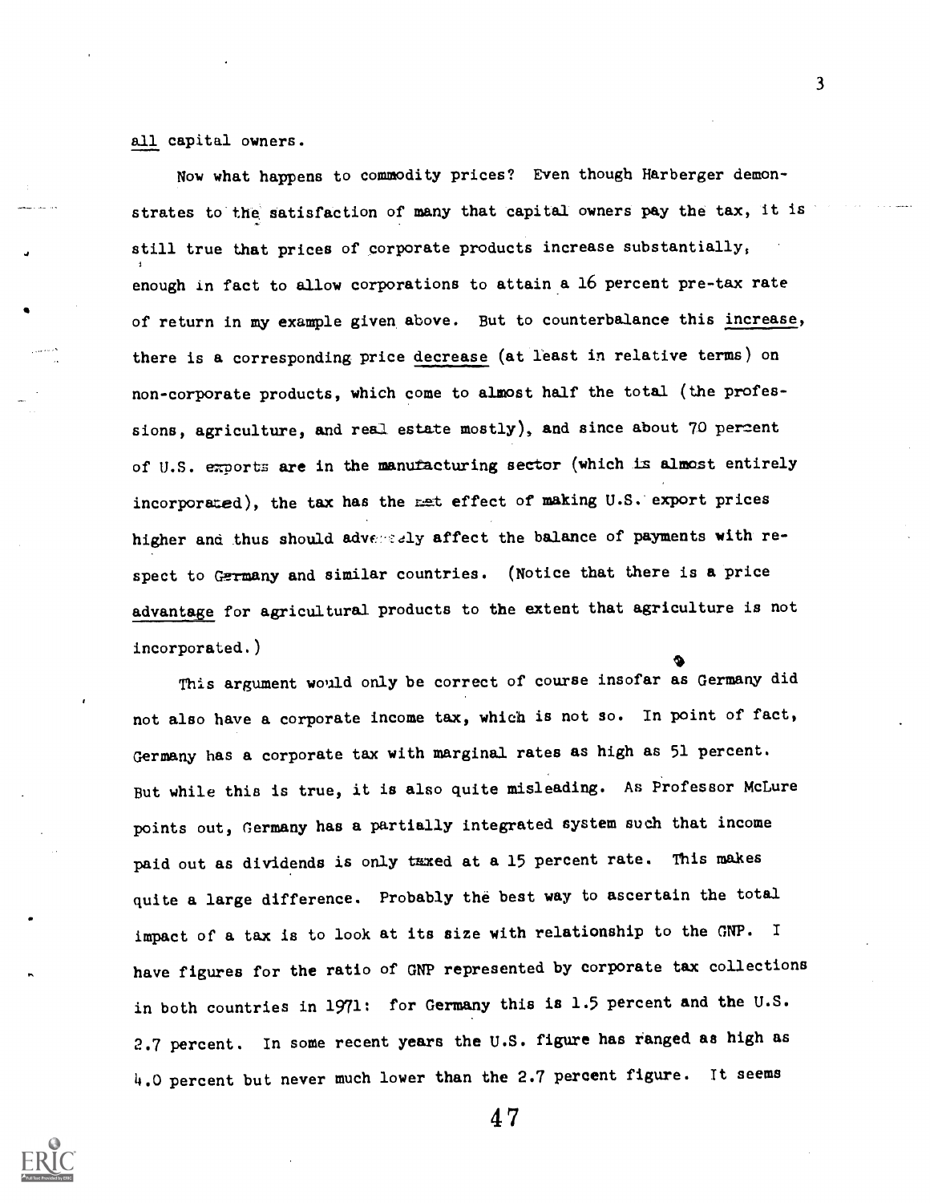all capital owners.

Now what happens to commodity prices? Even though Harberger demonstrates to the satisfaction of many that capital owners pay the tax, it is still true that prices of corporate products increase substantially, enough in fact to allow corporations to attain a 16 percent pre-tax rate of return in my example given above. But to counterbalance this increase, there is a corresponding price decrease (at least in relative terms) on non-corporate products, which come to almost half the total (the professions, agriculture, and real estate mostly), and since about 70 percent of U.S. exports are in the manufacturing sector (which is almost entirely incorporated), the tax has the net effect of making U.S. export prices higher and thus should adversely affect the balance of payments with respect to Germany and similar countries. (Notice that there is a price advantage for agricultural products to the extent that agriculture is not incorporated.)

This argument would only be correct of course insofar as Germany did not also have a corporate income tax, which is not so. In point of fact, Germany has a corporate tax with marginal rates as high as 51 percent. But while this is true, it is also quite misleading. As Professor McLure points out, Germany has a partially integrated system such that income paid out as dividends is only taxed at a 15 percent rate. This makes quite a large difference. Probably the best way to ascertain the total impact of a tax is to look at its size with relationship to the GNP. I have figures for the ratio of GNP represented by corporate tax collections in both countries in 1971: for Germany this is 1.5 percent and the U.S. 2.7 percent. In some recent years the U.S. figure has ranged as high as 4.0 percent but never much lower than the 2.7 percent figure. It seems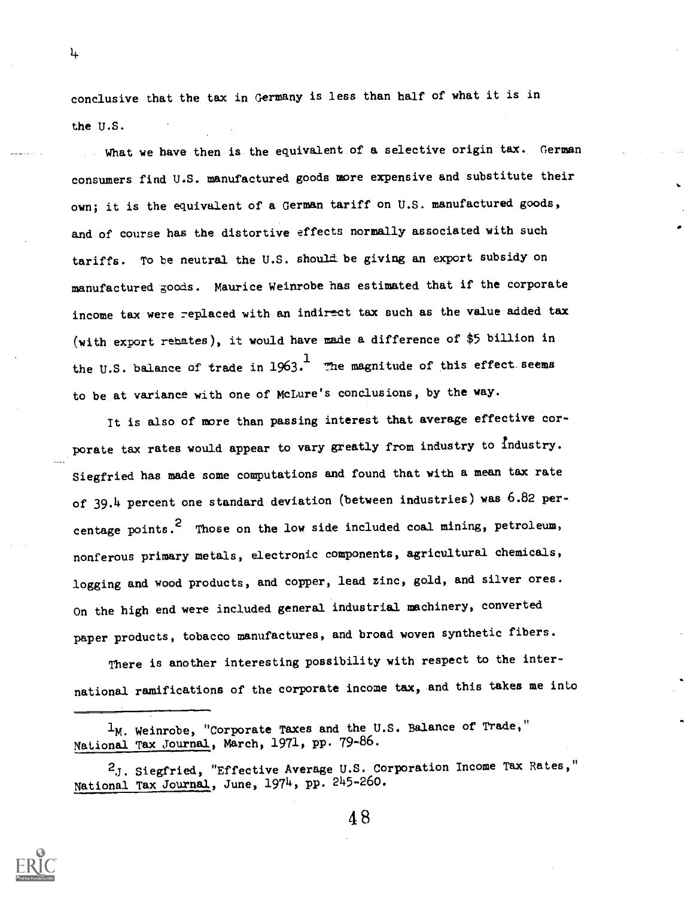conclusive that the tax in Germany is less than half of what it is in the U.S.

What we have then is the equivalent of a selective origin tax. German consumers find U.S. manufactured goods more expensive and substitute their own; it is the equivalent of a German tariff on U.S. manufactured goods, and of course has the distortive effects normally associated with such tariffs. To be neutral the U.S. should be giving an export subsidy on manufactured goods. Maurice Weinrobe has estimated that if the corporate income tax were replaced with an indirect tax such as the value added tax (with export rebates), it would have made a difference of $5 billion in the U.S. balance of trade in 1963.[1] The magnitude of this effect seems to be at variance with one of McLure's conclusions, by the way.

It is also of more than passing interest that average effective corporate tax rates would appear to vary greatly from industry to industry. Siegfried has made some computations and found that with a mean tax rate of 39.4 percent one standard deviation (between industries) was 6.82 percentage points.[2] Those on the low side included coal mining, petroleum, nonferous primary metals, electronic components, agricultural chemicals, logging and wood products, and copper, lead zinc, gold, and silver ores. On the high end were included general industrial machinery, converted paper products, tobacco manufactures, and broad woven synthetic fibers.

There is another interesting possibility with respect to the international ramifications of the corporate income tax, and this takes me into

---

[1] M. Weinrobe, "Corporate Taxes and the U.S. Balance of Trade," National Tax Journal, March, 1971, pp. 79-86.

[2] J. Siegfried, "Effective Average U.S. Corporation Income Tax Rates," National Tax Journal, June, 1974, pp. 245-260.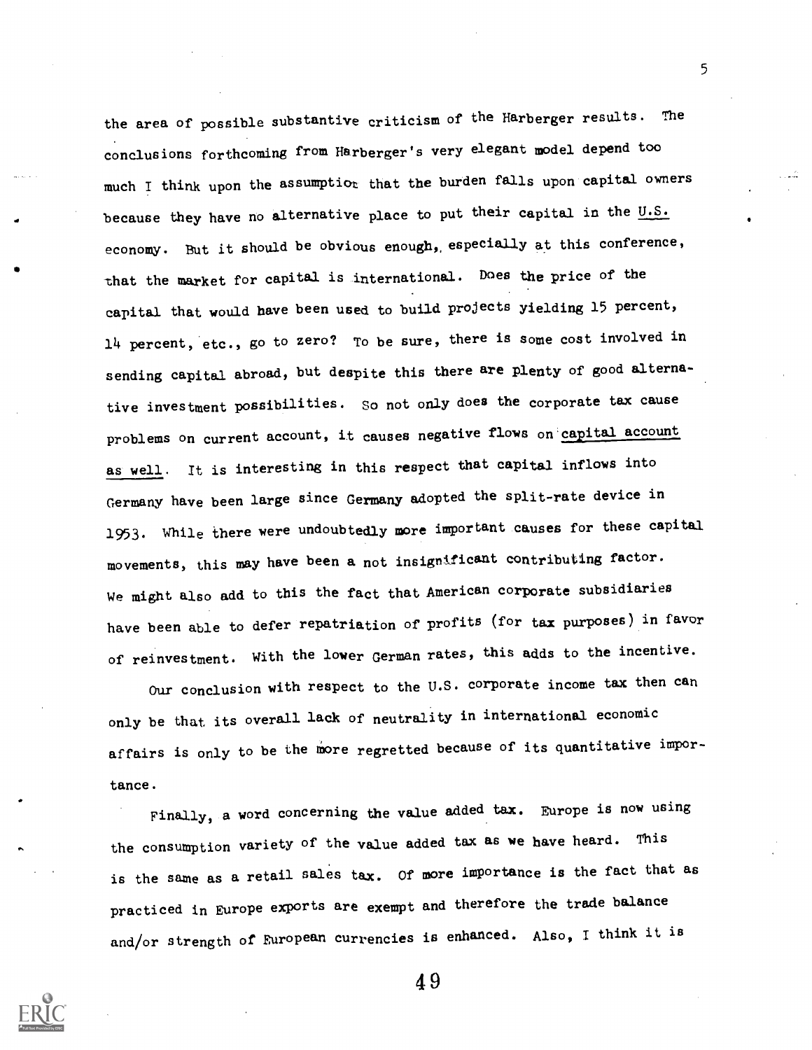the area of possible substantive criticism of the Harberger results. The conclusions forthcoming from Harberger's very elegant model depend too much I think upon the assumption that the burden falls upon capital owners because they have no alternative place to put their capital in the U.S. economy. But it should be obvious enough, especially at this conference, that the market for capital is international. Does the price of the capital that would have been used to build projects yielding 15 percent, 14 percent, etc., go to zero? To be sure, there is some cost involved in sending capital abroad, but despite this there are plenty of good alternative investment possibilities. So not only does the corporate tax cause problems on current account, it causes negative flows on capital account as well. It is interesting in this respect that capital inflows into Germany have been large since Germany adopted the split-rate device in 1953. While there were undoubtedly more important causes for these capital movements, this may have been a not insignificant contributing factor. We might also add to this the fact that American corporate subsidiaries have been able to defer repatriation of profits (for tax purposes) in favor of reinvestment. With the lower German rates, this adds to the incentive.

Our conclusion with respect to the U.S. corporate income tax then can only be that its overall lack of neutrality in international economic affairs is only to be the more regretted because of its quantitative importance.

Finally, a word concerning the value added tax. Europe is now using the consumption variety of the value added tax as we have heard. This is the same as a retail sales tax. Of more importance is the fact that as practiced in Europe exports are exempt and therefore the trade balance and/or strength of European currencies is enhanced. Also, I think it is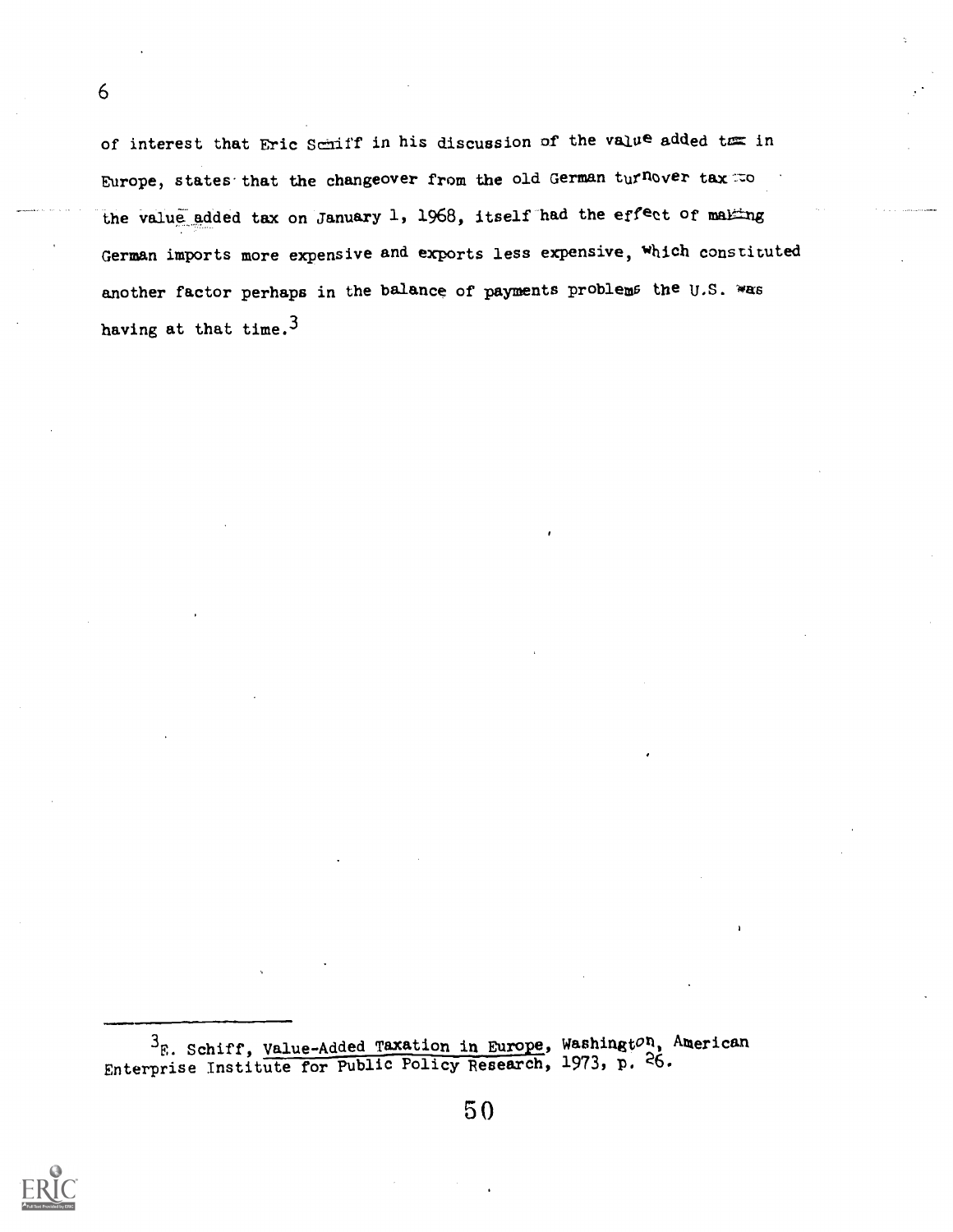of interest that Eric Schiff in his discussion of the value added tax in Europe, states that the changeover from the old German turnover tax to the value added tax on January 1, 1968, itself had the effect of making German imports more expensive and exports less expensive, which constituted another factor perhaps in the balance of payments problems the U.S. was having at that time.[3]

---

[3] E. Schiff, Value-Added Taxation in Europe, Washington, American Enterprise Institute for Public Policy Research, 1973, p. 26.